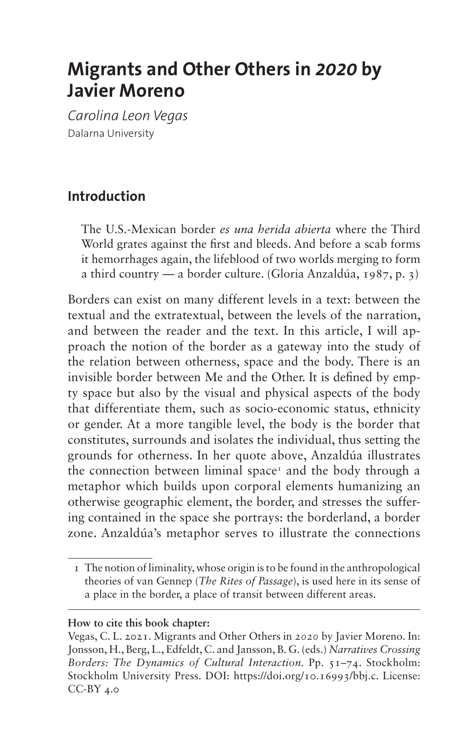# Migrants and Other Others in *2020* by Javier Moreno

*Carolina Leon Vegas*
Dalarna University

## Introduction

> The U.S.-Mexican border *es una herida abierta* where the Third World grates against the first and bleeds. And before a scab forms it hemorrhages again, the lifeblood of two worlds merging to form a third country — a border culture. (Gloria Anzaldúa, 1987, p. 3)

Borders can exist on many different levels in a text: between the textual and the extratextual, between the levels of the narration, and between the reader and the text. In this article, I will approach the notion of the border as a gateway into the study of the relation between otherness, space and the body. There is an invisible border between Me and the Other. It is defined by empty space but also by the visual and physical aspects of the body that differentiate them, such as socio-economic status, ethnicity or gender. At a more tangible level, the body is the border that constitutes, surrounds and isolates the individual, thus setting the grounds for otherness. In her quote above, Anzaldúa illustrates the connection between liminal space[1] and the body through a metaphor which builds upon corporal elements humanizing an otherwise geographic element, the border, and stresses the suffering contained in the space she portrays: the borderland, a border zone. Anzaldúa's metaphor serves to illustrate the connections

[1] The notion of liminality, whose origin is to be found in the anthropological theories of van Gennep (*The Rites of Passage*), is used here in its sense of a place in the border, a place of transit between different areas.

**How to cite this book chapter:**

Vegas, C. L. 2021. Migrants and Other Others in *2020* by Javier Moreno. In: Jonsson, H., Berg, L., Edfeldt, C. and Jansson, B. G. (eds.) *Narratives Crossing Borders: The Dynamics of Cultural Interaction*. Pp. 51–74. Stockholm: Stockholm University Press. DOI: https://doi.org/10.16993/bbj.c. License: CC-BY 4.0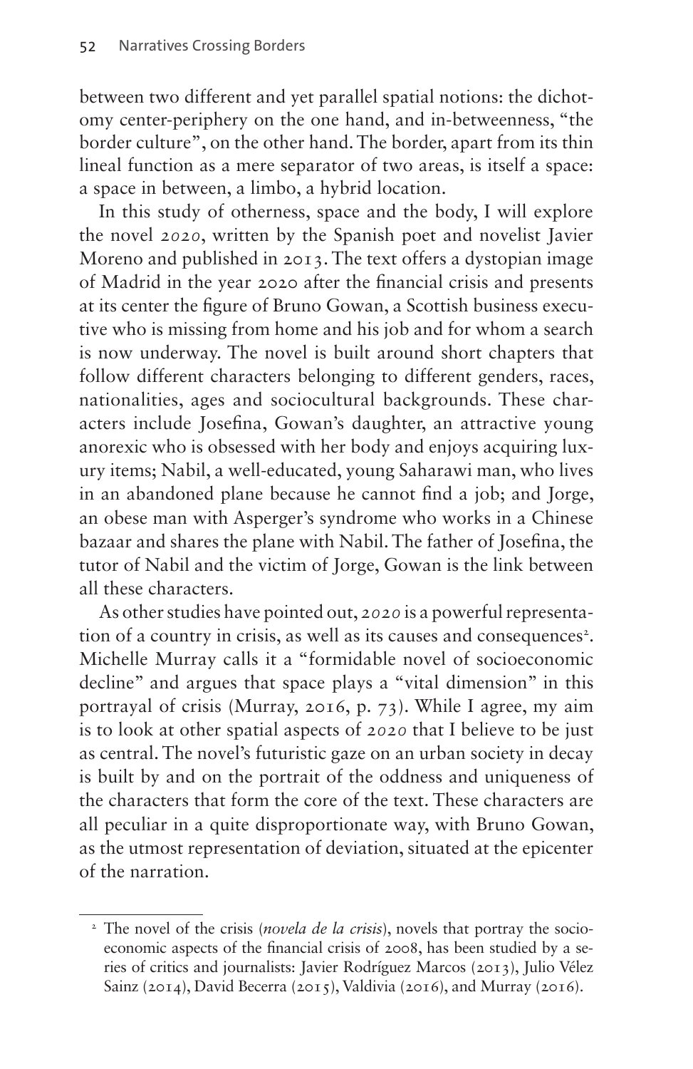between two different and yet parallel spatial notions: the dichotomy center-periphery on the one hand, and in-betweenness, "the border culture", on the other hand. The border, apart from its thin lineal function as a mere separator of two areas, is itself a space: a space in between, a limbo, a hybrid location.

In this study of otherness, space and the body, I will explore the novel *2020*, written by the Spanish poet and novelist Javier Moreno and published in 2013. The text offers a dystopian image of Madrid in the year 2020 after the financial crisis and presents at its center the figure of Bruno Gowan, a Scottish business executive who is missing from home and his job and for whom a search is now underway. The novel is built around short chapters that follow different characters belonging to different genders, races, nationalities, ages and sociocultural backgrounds. These characters include Josefina, Gowan's daughter, an attractive young anorexic who is obsessed with her body and enjoys acquiring luxury items; Nabil, a well-educated, young Saharawi man, who lives in an abandoned plane because he cannot find a job; and Jorge, an obese man with Asperger's syndrome who works in a Chinese bazaar and shares the plane with Nabil. The father of Josefina, the tutor of Nabil and the victim of Jorge, Gowan is the link between all these characters.

As other studies have pointed out, *2020* is a powerful representation of a country in crisis, as well as its causes and consequences[2]. Michelle Murray calls it a "formidable novel of socioeconomic decline" and argues that space plays a "vital dimension" in this portrayal of crisis (Murray, 2016, p. 73). While I agree, my aim is to look at other spatial aspects of *2020* that I believe to be just as central. The novel's futuristic gaze on an urban society in decay is built by and on the portrait of the oddness and uniqueness of the characters that form the core of the text. These characters are all peculiar in a quite disproportionate way, with Bruno Gowan, as the utmost representation of deviation, situated at the epicenter of the narration.

---

[2] The novel of the crisis (*novela de la crisis*), novels that portray the socioeconomic aspects of the financial crisis of 2008, has been studied by a series of critics and journalists: Javier Rodríguez Marcos (2013), Julio Vélez Sainz (2014), David Becerra (2015), Valdivia (2016), and Murray (2016).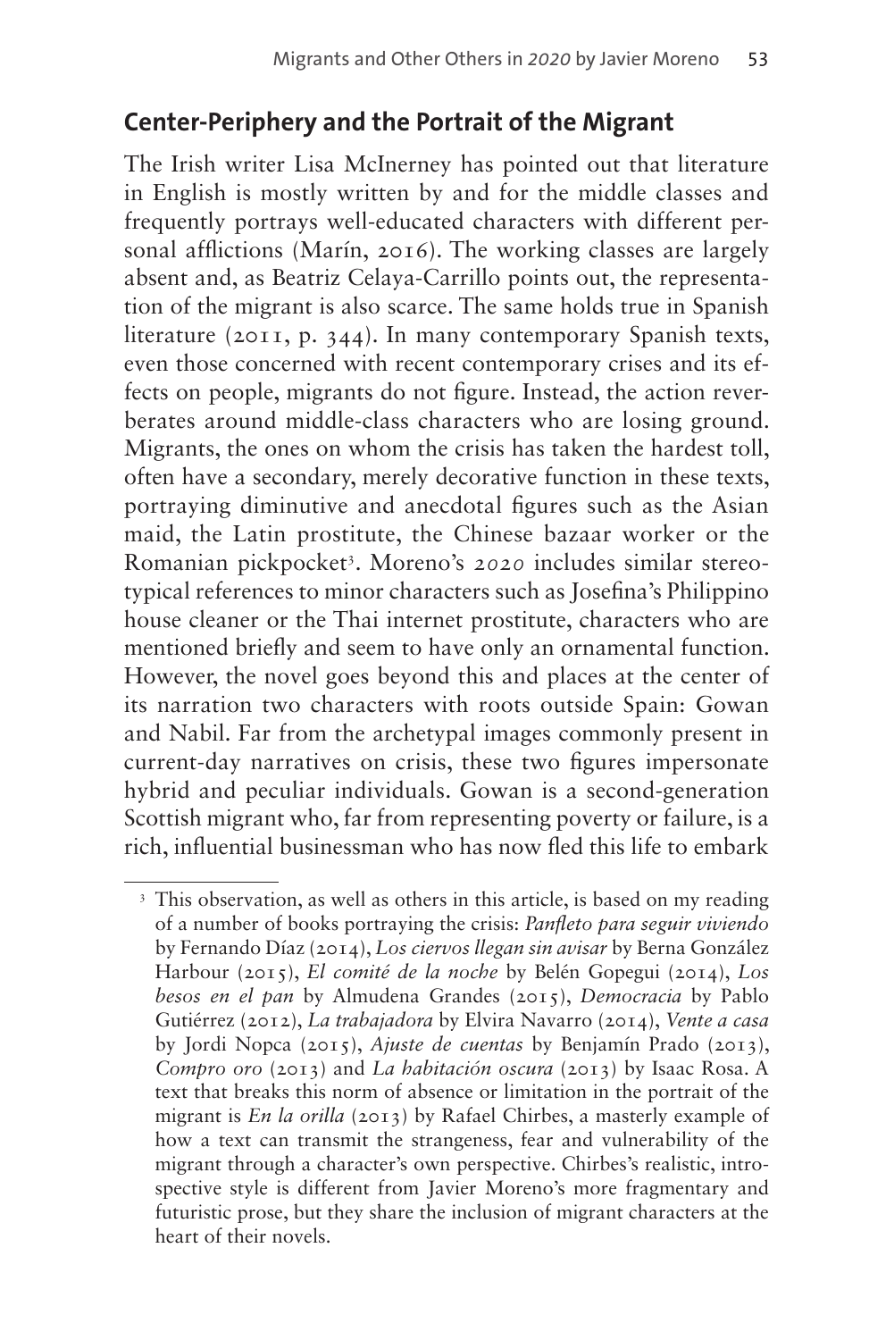## Center-Periphery and the Portrait of the Migrant

The Irish writer Lisa McInerney has pointed out that literature in English is mostly written by and for the middle classes and frequently portrays well-educated characters with different personal afflictions (Marín, 2016). The working classes are largely absent and, as Beatriz Celaya-Carrillo points out, the representation of the migrant is also scarce. The same holds true in Spanish literature (2011, p. 344). In many contemporary Spanish texts, even those concerned with recent contemporary crises and its effects on people, migrants do not figure. Instead, the action reverberates around middle-class characters who are losing ground. Migrants, the ones on whom the crisis has taken the hardest toll, often have a secondary, merely decorative function in these texts, portraying diminutive and anecdotal figures such as the Asian maid, the Latin prostitute, the Chinese bazaar worker or the Romanian pickpocket[3]. Moreno's *2020* includes similar stereotypical references to minor characters such as Josefina's Philippino house cleaner or the Thai internet prostitute, characters who are mentioned briefly and seem to have only an ornamental function. However, the novel goes beyond this and places at the center of its narration two characters with roots outside Spain: Gowan and Nabil. Far from the archetypal images commonly present in current-day narratives on crisis, these two figures impersonate hybrid and peculiar individuals. Gowan is a second-generation Scottish migrant who, far from representing poverty or failure, is a rich, influential businessman who has now fled this life to embark

[3] This observation, as well as others in this article, is based on my reading of a number of books portraying the crisis: *Panfleto para seguir viviendo* by Fernando Díaz (2014), *Los ciervos llegan sin avisar* by Berna González Harbour (2015), *El comité de la noche* by Belén Gopegui (2014), *Los besos en el pan* by Almudena Grandes (2015), *Democracia* by Pablo Gutiérrez (2012), *La trabajadora* by Elvira Navarro (2014), *Vente a casa* by Jordi Nopca (2015), *Ajuste de cuentas* by Benjamín Prado (2013), *Compro oro* (2013) and *La habitación oscura* (2013) by Isaac Rosa. A text that breaks this norm of absence or limitation in the portrait of the migrant is *En la orilla* (2013) by Rafael Chirbes, a masterly example of how a text can transmit the strangeness, fear and vulnerability of the migrant through a character's own perspective. Chirbes's realistic, introspective style is different from Javier Moreno's more fragmentary and futuristic prose, but they share the inclusion of migrant characters at the heart of their novels.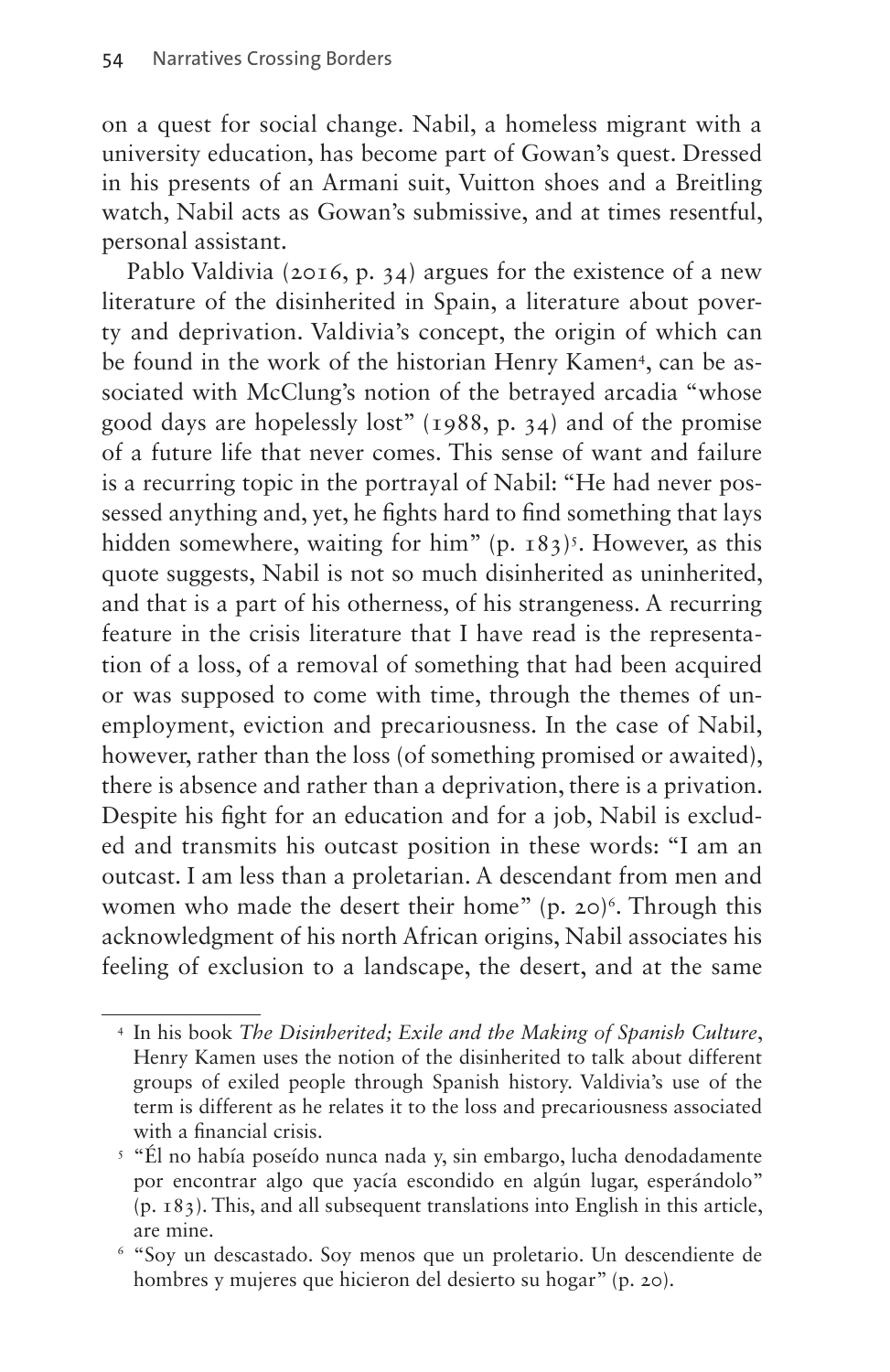on a quest for social change. Nabil, a homeless migrant with a university education, has become part of Gowan's quest. Dressed in his presents of an Armani suit, Vuitton shoes and a Breitling watch, Nabil acts as Gowan's submissive, and at times resentful, personal assistant.

Pablo Valdivia (2016, p. 34) argues for the existence of a new literature of the disinherited in Spain, a literature about poverty and deprivation. Valdivia's concept, the origin of which can be found in the work of the historian Henry Kamen[4], can be associated with McClung's notion of the betrayed arcadia "whose good days are hopelessly lost" (1988, p. 34) and of the promise of a future life that never comes. This sense of want and failure is a recurring topic in the portrayal of Nabil: "He had never possessed anything and, yet, he fights hard to find something that lays hidden somewhere, waiting for him" (p. 183)[5]. However, as this quote suggests, Nabil is not so much disinherited as uninherited, and that is a part of his otherness, of his strangeness. A recurring feature in the crisis literature that I have read is the representation of a loss, of a removal of something that had been acquired or was supposed to come with time, through the themes of unemployment, eviction and precariousness. In the case of Nabil, however, rather than the loss (of something promised or awaited), there is absence and rather than a deprivation, there is a privation. Despite his fight for an education and for a job, Nabil is excluded and transmits his outcast position in these words: "I am an outcast. I am less than a proletarian. A descendant from men and women who made the desert their home" (p. 20)[6]. Through this acknowledgment of his north African origins, Nabil associates his feeling of exclusion to a landscape, the desert, and at the same

---

[4] In his book *The Disinherited; Exile and the Making of Spanish Culture*, Henry Kamen uses the notion of the disinherited to talk about different groups of exiled people through Spanish history. Valdivia's use of the term is different as he relates it to the loss and precariousness associated with a financial crisis.

[5] "Él no había poseído nunca nada y, sin embargo, lucha denodadamente por encontrar algo que yacía escondido en algún lugar, esperándolo" (p. 183). This, and all subsequent translations into English in this article, are mine.

[6] "Soy un descastado. Soy menos que un proletario. Un descendiente de hombres y mujeres que hicieron del desierto su hogar" (p. 20).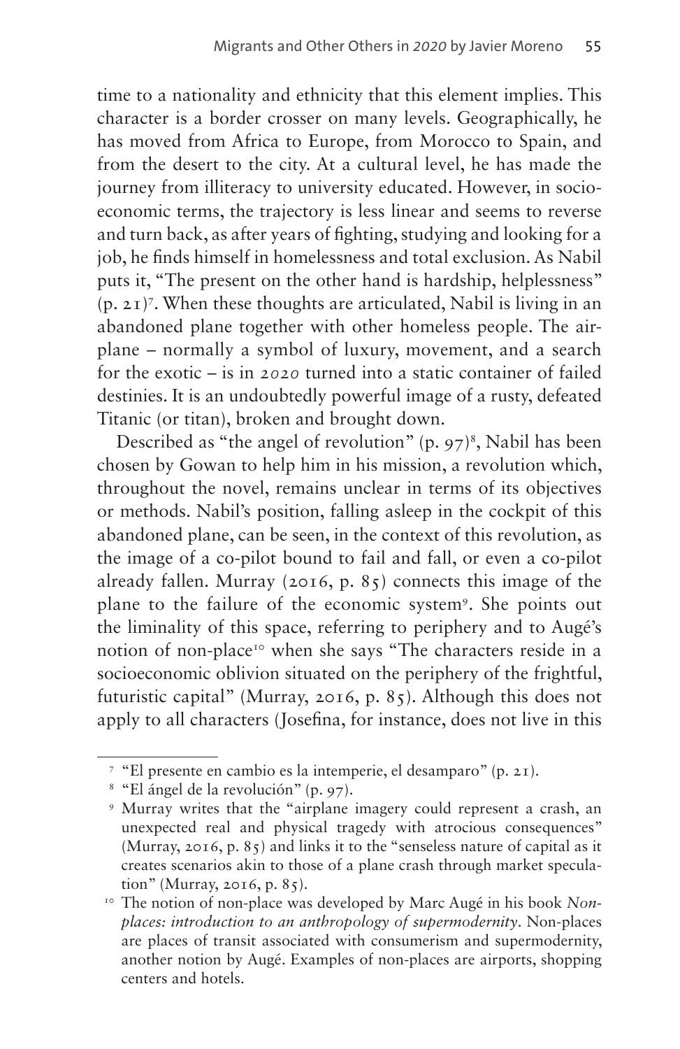time to a nationality and ethnicity that this element implies. This character is a border crosser on many levels. Geographically, he has moved from Africa to Europe, from Morocco to Spain, and from the desert to the city. At a cultural level, he has made the journey from illiteracy to university educated. However, in socio-economic terms, the trajectory is less linear and seems to reverse and turn back, as after years of fighting, studying and looking for a job, he finds himself in homelessness and total exclusion. As Nabil puts it, "The present on the other hand is hardship, helplessness" (p. 21)[7]. When these thoughts are articulated, Nabil is living in an abandoned plane together with other homeless people. The airplane – normally a symbol of luxury, movement, and a search for the exotic – is in *2020* turned into a static container of failed destinies. It is an undoubtedly powerful image of a rusty, defeated Titanic (or titan), broken and brought down.

Described as "the angel of revolution" (p. 97)[8], Nabil has been chosen by Gowan to help him in his mission, a revolution which, throughout the novel, remains unclear in terms of its objectives or methods. Nabil's position, falling asleep in the cockpit of this abandoned plane, can be seen, in the context of this revolution, as the image of a co-pilot bound to fail and fall, or even a co-pilot already fallen. Murray (2016, p. 85) connects this image of the plane to the failure of the economic system[9]. She points out the liminality of this space, referring to periphery and to Augé's notion of non-place[10] when she says "The characters reside in a socioeconomic oblivion situated on the periphery of the frightful, futuristic capital" (Murray, 2016, p. 85). Although this does not apply to all characters (Josefina, for instance, does not live in this

[7] "El presente en cambio es la intemperie, el desamparo" (p. 21).

[8] "El ángel de la revolución" (p. 97).

[9] Murray writes that the "airplane imagery could represent a crash, an unexpected real and physical tragedy with atrocious consequences" (Murray, 2016, p. 85) and links it to the "senseless nature of capital as it creates scenarios akin to those of a plane crash through market speculation" (Murray, 2016, p. 85).

[10] The notion of non-place was developed by Marc Augé in his book *Non-places: introduction to an anthropology of supermodernity*. Non-places are places of transit associated with consumerism and supermodernity, another notion by Augé. Examples of non-places are airports, shopping centers and hotels.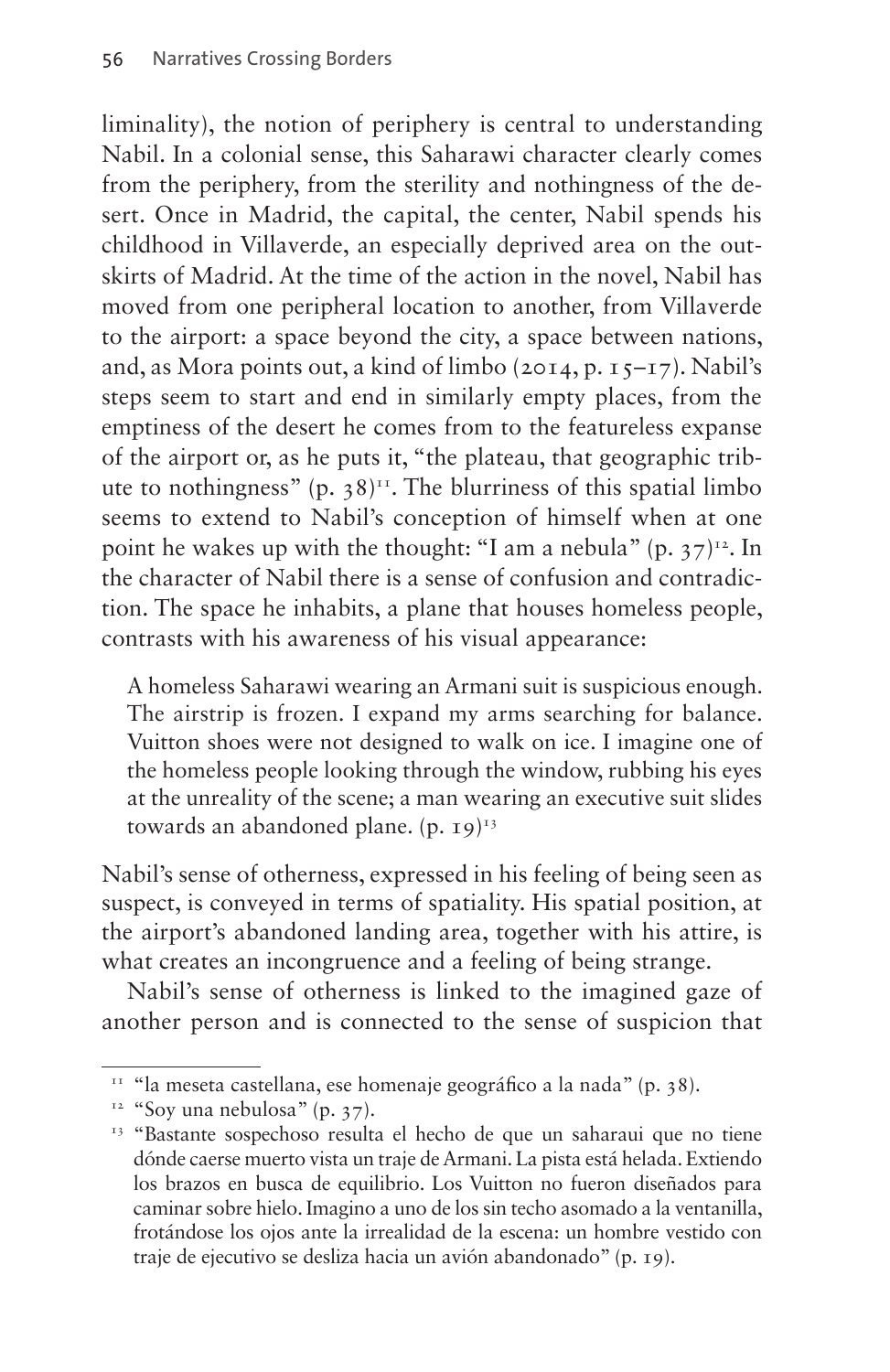liminality), the notion of periphery is central to understanding Nabil. In a colonial sense, this Saharawi character clearly comes from the periphery, from the sterility and nothingness of the desert. Once in Madrid, the capital, the center, Nabil spends his childhood in Villaverde, an especially deprived area on the outskirts of Madrid. At the time of the action in the novel, Nabil has moved from one peripheral location to another, from Villaverde to the airport: a space beyond the city, a space between nations, and, as Mora points out, a kind of limbo (2014, p. 15–17). Nabil's steps seem to start and end in similarly empty places, from the emptiness of the desert he comes from to the featureless expanse of the airport or, as he puts it, "the plateau, that geographic tribute to nothingness" (p. 38)[11]. The blurriness of this spatial limbo seems to extend to Nabil's conception of himself when at one point he wakes up with the thought: "I am a nebula" (p. 37)[12]. In the character of Nabil there is a sense of confusion and contradiction. The space he inhabits, a plane that houses homeless people, contrasts with his awareness of his visual appearance:

> A homeless Saharawi wearing an Armani suit is suspicious enough. The airstrip is frozen. I expand my arms searching for balance. Vuitton shoes were not designed to walk on ice. I imagine one of the homeless people looking through the window, rubbing his eyes at the unreality of the scene; a man wearing an executive suit slides towards an abandoned plane. (p. 19)[13]

Nabil's sense of otherness, expressed in his feeling of being seen as suspect, is conveyed in terms of spatiality. His spatial position, at the airport's abandoned landing area, together with his attire, is what creates an incongruence and a feeling of being strange.

Nabil's sense of otherness is linked to the imagined gaze of another person and is connected to the sense of suspicion that

---

[11] "la meseta castellana, ese homenaje geográfico a la nada" (p. 38).

[12] "Soy una nebulosa" (p. 37).

[13] "Bastante sospechoso resulta el hecho de que un saharaui que no tiene dónde caerse muerto vista un traje de Armani. La pista está helada. Extiendo los brazos en busca de equilibrio. Los Vuitton no fueron diseñados para caminar sobre hielo. Imagino a uno de los sin techo asomado a la ventanilla, frotándose los ojos ante la irrealidad de la escena: un hombre vestido con traje de ejecutivo se desliza hacia un avión abandonado" (p. 19).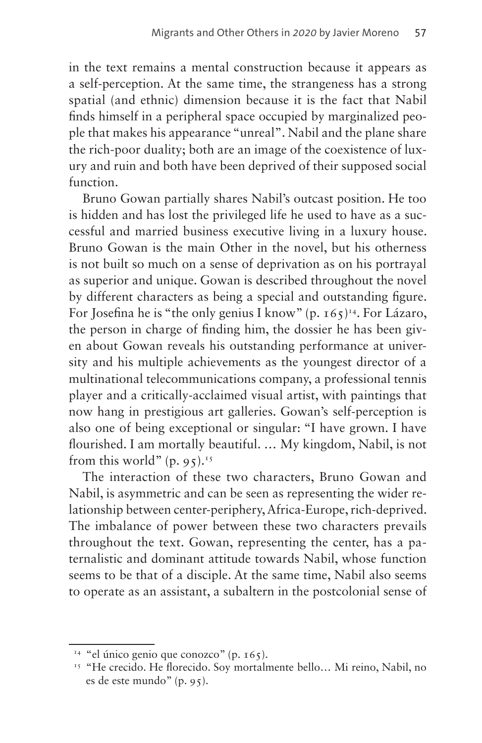in the text remains a mental construction because it appears as a self-perception. At the same time, the strangeness has a strong spatial (and ethnic) dimension because it is the fact that Nabil finds himself in a peripheral space occupied by marginalized people that makes his appearance "unreal". Nabil and the plane share the rich-poor duality; both are an image of the coexistence of luxury and ruin and both have been deprived of their supposed social function.

Bruno Gowan partially shares Nabil's outcast position. He too is hidden and has lost the privileged life he used to have as a successful and married business executive living in a luxury house. Bruno Gowan is the main Other in the novel, but his otherness is not built so much on a sense of deprivation as on his portrayal as superior and unique. Gowan is described throughout the novel by different characters as being a special and outstanding figure. For Josefina he is "the only genius I know" (p. 165)[14]. For Lázaro, the person in charge of finding him, the dossier he has been given about Gowan reveals his outstanding performance at university and his multiple achievements as the youngest director of a multinational telecommunications company, a professional tennis player and a critically-acclaimed visual artist, with paintings that now hang in prestigious art galleries. Gowan's self-perception is also one of being exceptional or singular: "I have grown. I have flourished. I am mortally beautiful. … My kingdom, Nabil, is not from this world" (p. 95).[15]

The interaction of these two characters, Bruno Gowan and Nabil, is asymmetric and can be seen as representing the wider relationship between center-periphery, Africa-Europe, rich-deprived. The imbalance of power between these two characters prevails throughout the text. Gowan, representing the center, has a paternalistic and dominant attitude towards Nabil, whose function seems to be that of a disciple. At the same time, Nabil also seems to operate as an assistant, a subaltern in the postcolonial sense of

---

[14] "el único genio que conozco" (p. 165).

[15] "He crecido. He florecido. Soy mortalmente bello… Mi reino, Nabil, no es de este mundo" (p. 95).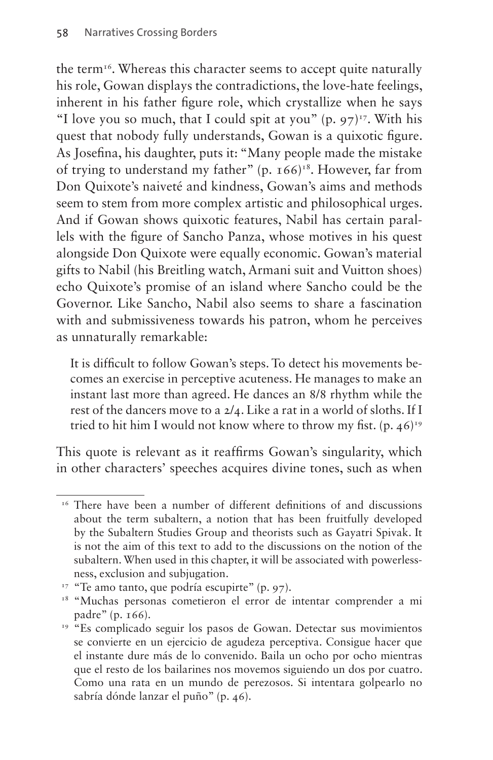the term[16]. Whereas this character seems to accept quite naturally his role, Gowan displays the contradictions, the love-hate feelings, inherent in his father figure role, which crystallize when he says "I love you so much, that I could spit at you" (p. 97)[17]. With his quest that nobody fully understands, Gowan is a quixotic figure. As Josefina, his daughter, puts it: "Many people made the mistake of trying to understand my father" (p. 166)[18]. However, far from Don Quixote's naiveté and kindness, Gowan's aims and methods seem to stem from more complex artistic and philosophical urges. And if Gowan shows quixotic features, Nabil has certain parallels with the figure of Sancho Panza, whose motives in his quest alongside Don Quixote were equally economic. Gowan's material gifts to Nabil (his Breitling watch, Armani suit and Vuitton shoes) echo Quixote's promise of an island where Sancho could be the Governor. Like Sancho, Nabil also seems to share a fascination with and submissiveness towards his patron, whom he perceives as unnaturally remarkable:

> It is difficult to follow Gowan's steps. To detect his movements becomes an exercise in perceptive acuteness. He manages to make an instant last more than agreed. He dances an 8/8 rhythm while the rest of the dancers move to a 2/4. Like a rat in a world of sloths. If I tried to hit him I would not know where to throw my fist. (p. 46)[19]

This quote is relevant as it reaffirms Gowan's singularity, which in other characters' speeches acquires divine tones, such as when

---

[16] There have been a number of different definitions of and discussions about the term subaltern, a notion that has been fruitfully developed by the Subaltern Studies Group and theorists such as Gayatri Spivak. It is not the aim of this text to add to the discussions on the notion of the subaltern. When used in this chapter, it will be associated with powerlessness, exclusion and subjugation.

[17] "Te amo tanto, que podría escupirte" (p. 97).

[18] "Muchas personas cometieron el error de intentar comprender a mi padre" (p. 166).

[19] "Es complicado seguir los pasos de Gowan. Detectar sus movimientos se convierte en un ejercicio de agudeza perceptiva. Consigue hacer que el instante dure más de lo convenido. Baila un ocho por ocho mientras que el resto de los bailarines nos movemos siguiendo un dos por cuatro. Como una rata en un mundo de perezosos. Si intentara golpearlo no sabría dónde lanzar el puño" (p. 46).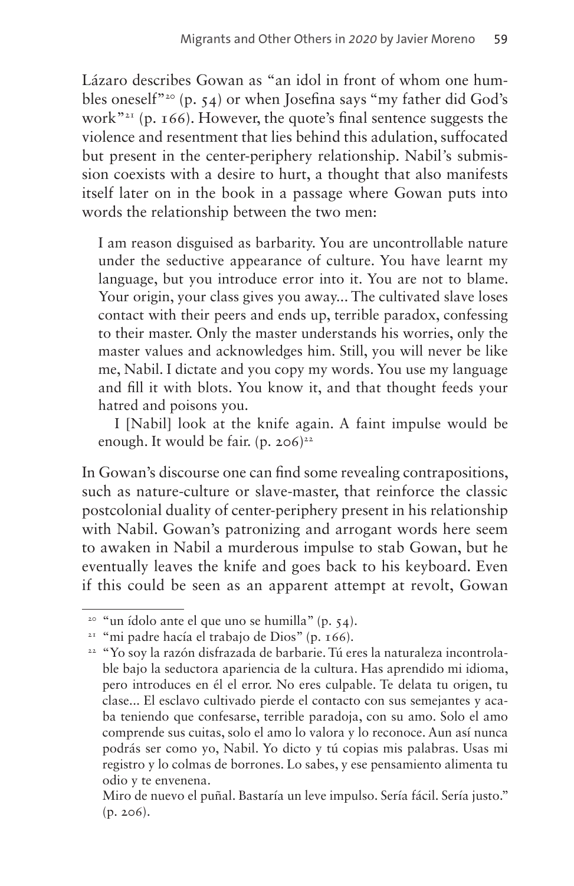Lázaro describes Gowan as "an idol in front of whom one humbles oneself"[20] (p. 54) or when Josefina says "my father did God's work"[21] (p. 166). However, the quote's final sentence suggests the violence and resentment that lies behind this adulation, suffocated but present in the center-periphery relationship. Nabil's submission coexists with a desire to hurt, a thought that also manifests itself later on in the book in a passage where Gowan puts into words the relationship between the two men:

> I am reason disguised as barbarity. You are uncontrollable nature under the seductive appearance of culture. You have learnt my language, but you introduce error into it. You are not to blame. Your origin, your class gives you away... The cultivated slave loses contact with their peers and ends up, terrible paradox, confessing to their master. Only the master understands his worries, only the master values and acknowledges him. Still, you will never be like me, Nabil. I dictate and you copy my words. You use my language and fill it with blots. You know it, and that thought feeds your hatred and poisons you.
>
> I [Nabil] look at the knife again. A faint impulse would be enough. It would be fair. (p. 206)[22]

In Gowan's discourse one can find some revealing contrapositions, such as nature-culture or slave-master, that reinforce the classic postcolonial duality of center-periphery present in his relationship with Nabil. Gowan's patronizing and arrogant words here seem to awaken in Nabil a murderous impulse to stab Gowan, but he eventually leaves the knife and goes back to his keyboard. Even if this could be seen as an apparent attempt at revolt, Gowan

---

[20] "un ídolo ante el que uno se humilla" (p. 54).

[21] "mi padre hacía el trabajo de Dios" (p. 166).

[22] "Yo soy la razón disfrazada de barbarie. Tú eres la naturaleza incontrolable bajo la seductora apariencia de la cultura. Has aprendido mi idioma, pero introduces en él el error. No eres culpable. Te delata tu origen, tu clase... El esclavo cultivado pierde el contacto con sus semejantes y acaba teniendo que confesarse, terrible paradoja, con su amo. Solo el amo comprende sus cuitas, solo el amo lo valora y lo reconoce. Aun así nunca podrás ser como yo, Nabil. Yo dicto y tú copias mis palabras. Usas mi registro y lo colmas de borrones. Lo sabes, y ese pensamiento alimenta tu odio y te envenena.
Miro de nuevo el puñal. Bastaría un leve impulso. Sería fácil. Sería justo." (p. 206).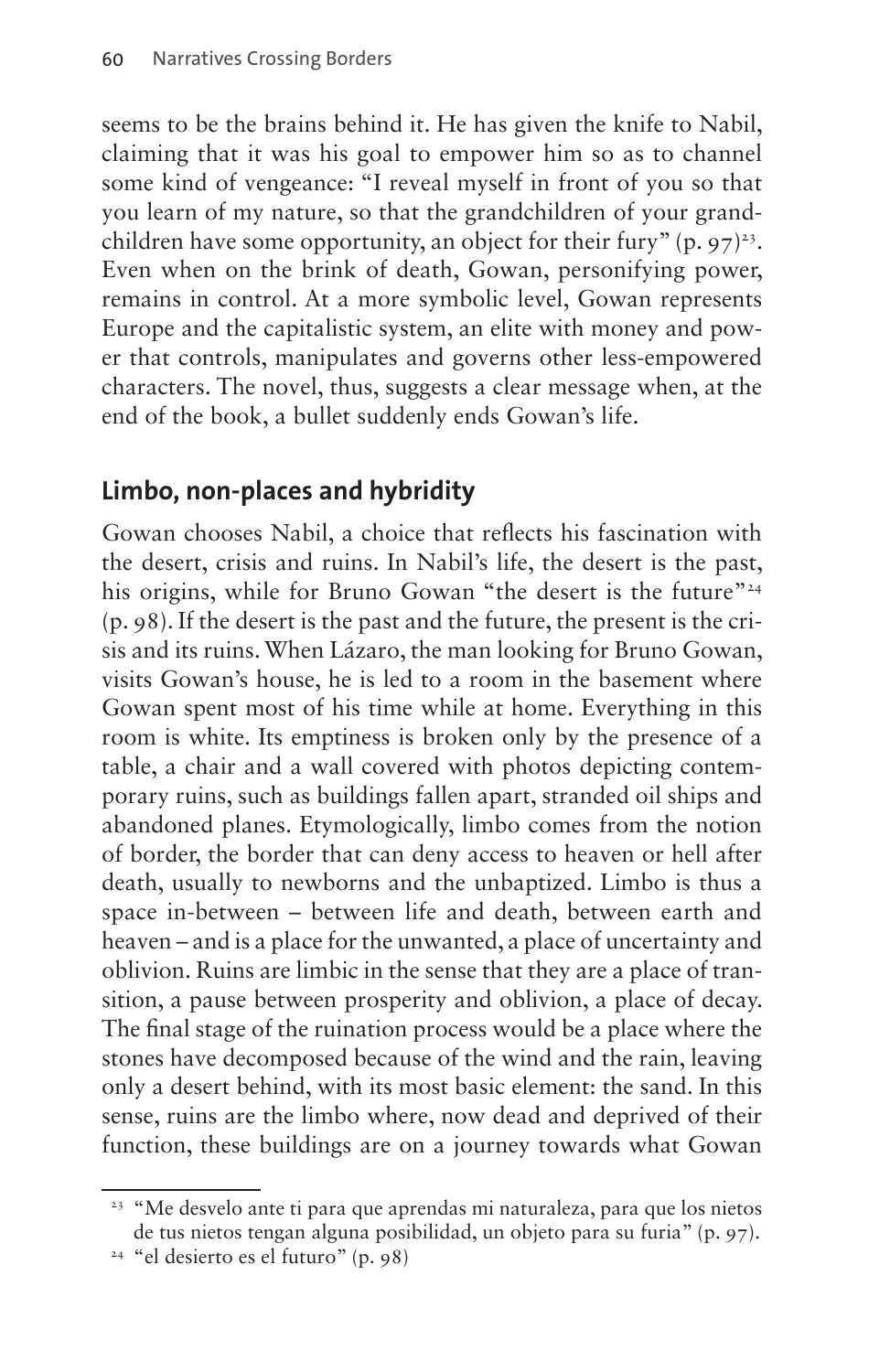seems to be the brains behind it. He has given the knife to Nabil, claiming that it was his goal to empower him so as to channel some kind of vengeance: "I reveal myself in front of you so that you learn of my nature, so that the grandchildren of your grandchildren have some opportunity, an object for their fury" (p. 97)[23]. Even when on the brink of death, Gowan, personifying power, remains in control. At a more symbolic level, Gowan represents Europe and the capitalistic system, an elite with money and power that controls, manipulates and governs other less-empowered characters. The novel, thus, suggests a clear message when, at the end of the book, a bullet suddenly ends Gowan's life.

## Limbo, non-places and hybridity

Gowan chooses Nabil, a choice that reflects his fascination with the desert, crisis and ruins. In Nabil's life, the desert is the past, his origins, while for Bruno Gowan "the desert is the future"[24] (p. 98). If the desert is the past and the future, the present is the crisis and its ruins. When Lázaro, the man looking for Bruno Gowan, visits Gowan's house, he is led to a room in the basement where Gowan spent most of his time while at home. Everything in this room is white. Its emptiness is broken only by the presence of a table, a chair and a wall covered with photos depicting contemporary ruins, such as buildings fallen apart, stranded oil ships and abandoned planes. Etymologically, limbo comes from the notion of border, the border that can deny access to heaven or hell after death, usually to newborns and the unbaptized. Limbo is thus a space in-between – between life and death, between earth and heaven – and is a place for the unwanted, a place of uncertainty and oblivion. Ruins are limbic in the sense that they are a place of transition, a pause between prosperity and oblivion, a place of decay. The final stage of the ruination process would be a place where the stones have decomposed because of the wind and the rain, leaving only a desert behind, with its most basic element: the sand. In this sense, ruins are the limbo where, now dead and deprived of their function, these buildings are on a journey towards what Gowan

[23] "Me desvelo ante ti para que aprendas mi naturaleza, para que los nietos de tus nietos tengan alguna posibilidad, un objeto para su furia" (p. 97).

[24] "el desierto es el futuro" (p. 98)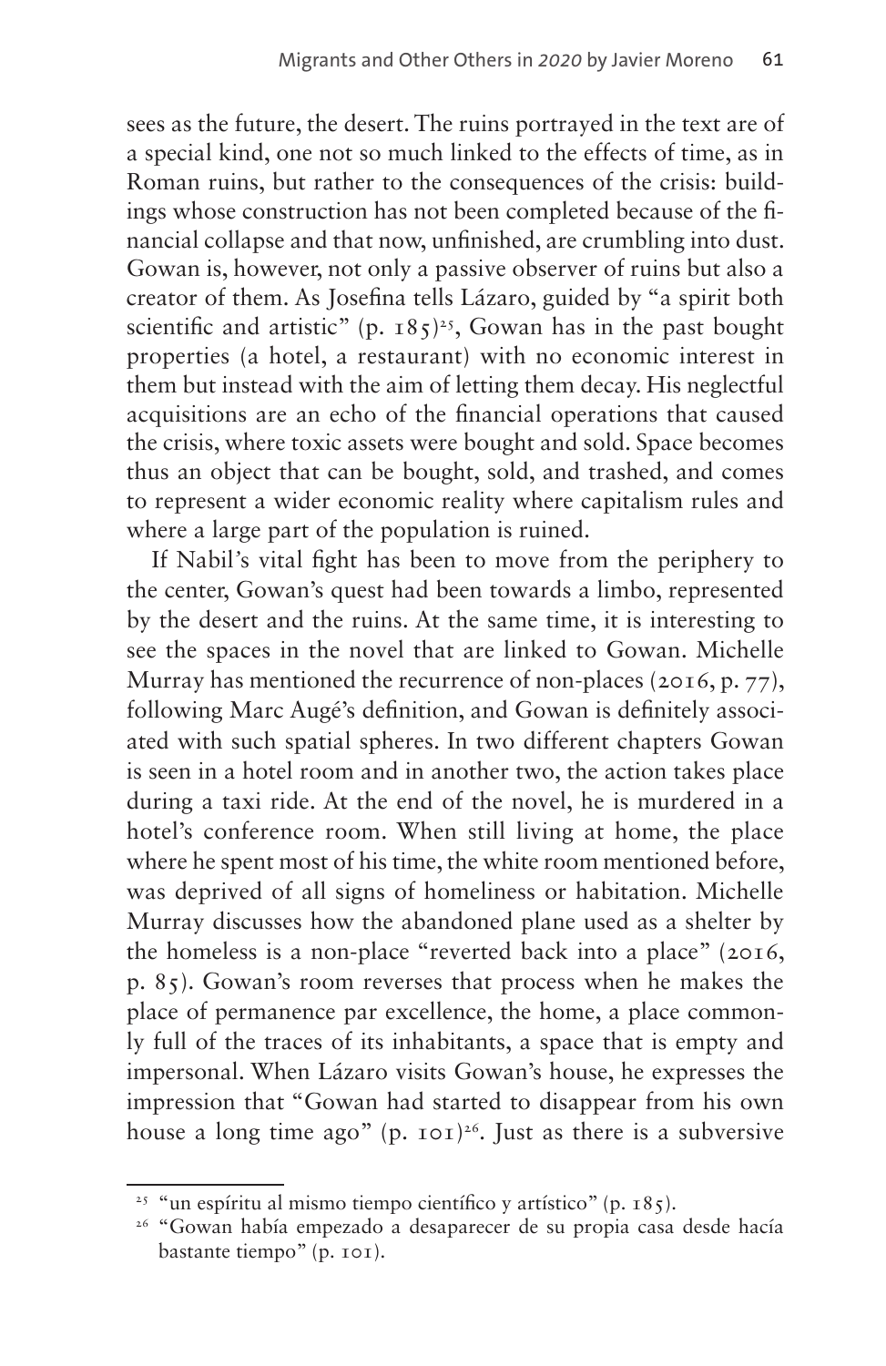sees as the future, the desert. The ruins portrayed in the text are of a special kind, one not so much linked to the effects of time, as in Roman ruins, but rather to the consequences of the crisis: buildings whose construction has not been completed because of the financial collapse and that now, unfinished, are crumbling into dust. Gowan is, however, not only a passive observer of ruins but also a creator of them. As Josefina tells Lázaro, guided by "a spirit both scientific and artistic" (p. 185)[25], Gowan has in the past bought properties (a hotel, a restaurant) with no economic interest in them but instead with the aim of letting them decay. His neglectful acquisitions are an echo of the financial operations that caused the crisis, where toxic assets were bought and sold. Space becomes thus an object that can be bought, sold, and trashed, and comes to represent a wider economic reality where capitalism rules and where a large part of the population is ruined.

If Nabil's vital fight has been to move from the periphery to the center, Gowan's quest had been towards a limbo, represented by the desert and the ruins. At the same time, it is interesting to see the spaces in the novel that are linked to Gowan. Michelle Murray has mentioned the recurrence of non-places (2016, p. 77), following Marc Augé's definition, and Gowan is definitely associated with such spatial spheres. In two different chapters Gowan is seen in a hotel room and in another two, the action takes place during a taxi ride. At the end of the novel, he is murdered in a hotel's conference room. When still living at home, the place where he spent most of his time, the white room mentioned before, was deprived of all signs of homeliness or habitation. Michelle Murray discusses how the abandoned plane used as a shelter by the homeless is a non-place "reverted back into a place" (2016, p. 85). Gowan's room reverses that process when he makes the place of permanence par excellence, the home, a place commonly full of the traces of its inhabitants, a space that is empty and impersonal. When Lázaro visits Gowan's house, he expresses the impression that "Gowan had started to disappear from his own house a long time ago" (p. 101)[26]. Just as there is a subversive

---

[25] "un espíritu al mismo tiempo científico y artístico" (p. 185).

[26] "Gowan había empezado a desaparecer de su propia casa desde hacía bastante tiempo" (p. 101).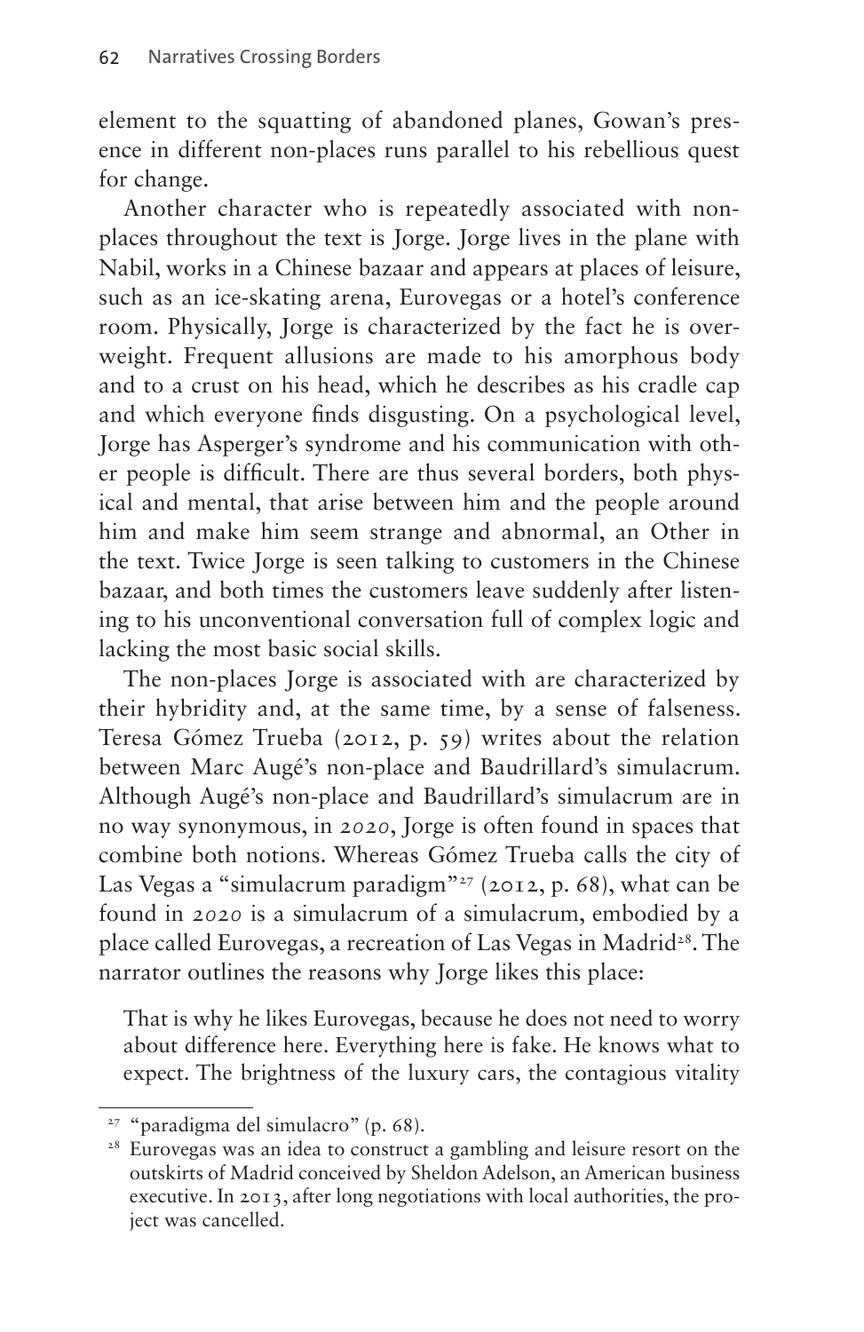element to the squatting of abandoned planes, Gowan's presence in different non-places runs parallel to his rebellious quest for change.

Another character who is repeatedly associated with non-places throughout the text is Jorge. Jorge lives in the plane with Nabil, works in a Chinese bazaar and appears at places of leisure, such as an ice-skating arena, Eurovegas or a hotel's conference room. Physically, Jorge is characterized by the fact he is overweight. Frequent allusions are made to his amorphous body and to a crust on his head, which he describes as his cradle cap and which everyone finds disgusting. On a psychological level, Jorge has Asperger's syndrome and his communication with other people is difficult. There are thus several borders, both physical and mental, that arise between him and the people around him and make him seem strange and abnormal, an Other in the text. Twice Jorge is seen talking to customers in the Chinese bazaar, and both times the customers leave suddenly after listening to his unconventional conversation full of complex logic and lacking the most basic social skills.

The non-places Jorge is associated with are characterized by their hybridity and, at the same time, by a sense of falseness. Teresa Gómez Trueba (2012, p. 59) writes about the relation between Marc Augé's non-place and Baudrillard's simulacrum. Although Augé's non-place and Baudrillard's simulacrum are in no way synonymous, in *2020*, Jorge is often found in spaces that combine both notions. Whereas Gómez Trueba calls the city of Las Vegas a "simulacrum paradigm"[27] (2012, p. 68), what can be found in *2020* is a simulacrum of a simulacrum, embodied by a place called Eurovegas, a recreation of Las Vegas in Madrid[28]. The narrator outlines the reasons why Jorge likes this place:

> That is why he likes Eurovegas, because he does not need to worry about difference here. Everything here is fake. He knows what to expect. The brightness of the luxury cars, the contagious vitality

---

[27] "paradigma del simulacro" (p. 68).

[28] Eurovegas was an idea to construct a gambling and leisure resort on the outskirts of Madrid conceived by Sheldon Adelson, an American business executive. In 2013, after long negotiations with local authorities, the project was cancelled.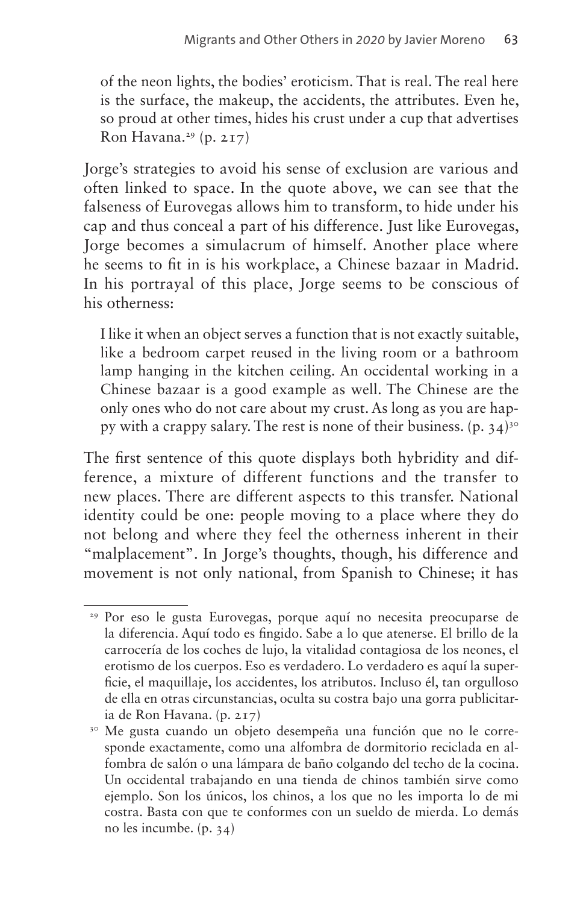> of the neon lights, the bodies' eroticism. That is real. The real here is the surface, the makeup, the accidents, the attributes. Even he, so proud at other times, hides his crust under a cup that advertises Ron Havana.[29] (p. 217)

Jorge's strategies to avoid his sense of exclusion are various and often linked to space. In the quote above, we can see that the falseness of Eurovegas allows him to transform, to hide under his cap and thus conceal a part of his difference. Just like Eurovegas, Jorge becomes a simulacrum of himself. Another place where he seems to fit in is his workplace, a Chinese bazaar in Madrid. In his portrayal of this place, Jorge seems to be conscious of his otherness:

> I like it when an object serves a function that is not exactly suitable, like a bedroom carpet reused in the living room or a bathroom lamp hanging in the kitchen ceiling. An occidental working in a Chinese bazaar is a good example as well. The Chinese are the only ones who do not care about my crust. As long as you are happy with a crappy salary. The rest is none of their business. (p. 34)[30]

The first sentence of this quote displays both hybridity and difference, a mixture of different functions and the transfer to new places. There are different aspects to this transfer. National identity could be one: people moving to a place where they do not belong and where they feel the otherness inherent in their "malplacement". In Jorge's thoughts, though, his difference and movement is not only national, from Spanish to Chinese; it has

---

[29] Por eso le gusta Eurovegas, porque aquí no necesita preocuparse de la diferencia. Aquí todo es fingido. Sabe a lo que atenerse. El brillo de la carrocería de los coches de lujo, la vitalidad contagiosa de los neones, el erotismo de los cuerpos. Eso es verdadero. Lo verdadero es aquí la superficie, el maquillaje, los accidentes, los atributos. Incluso él, tan orgulloso de ella en otras circunstancias, oculta su costra bajo una gorra publicitaria de Ron Havana. (p. 217)

[30] Me gusta cuando un objeto desempeña una función que no le corresponde exactamente, como una alfombra de dormitorio reciclada en alfombra de salón o una lámpara de baño colgando del techo de la cocina. Un occidental trabajando en una tienda de chinos también sirve como ejemplo. Son los únicos, los chinos, a los que no les importa lo de mi costra. Basta con que te conformes con un sueldo de mierda. Lo demás no les incumbe. (p. 34)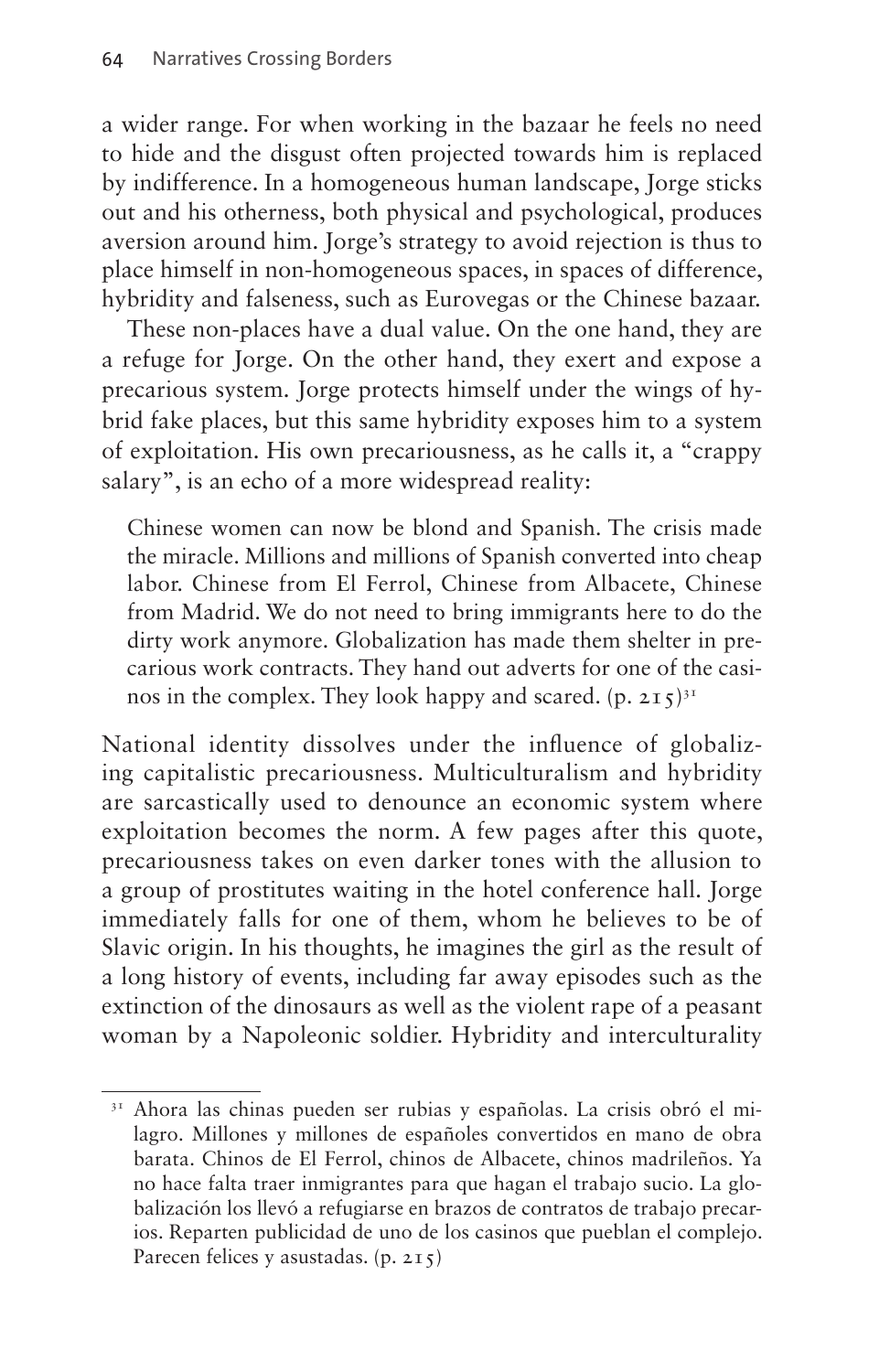a wider range. For when working in the bazaar he feels no need to hide and the disgust often projected towards him is replaced by indifference. In a homogeneous human landscape, Jorge sticks out and his otherness, both physical and psychological, produces aversion around him. Jorge's strategy to avoid rejection is thus to place himself in non-homogeneous spaces, in spaces of difference, hybridity and falseness, such as Eurovegas or the Chinese bazaar.

These non-places have a dual value. On the one hand, they are a refuge for Jorge. On the other hand, they exert and expose a precarious system. Jorge protects himself under the wings of hybrid fake places, but this same hybridity exposes him to a system of exploitation. His own precariousness, as he calls it, a "crappy salary", is an echo of a more widespread reality:

> Chinese women can now be blond and Spanish. The crisis made the miracle. Millions and millions of Spanish converted into cheap labor. Chinese from El Ferrol, Chinese from Albacete, Chinese from Madrid. We do not need to bring immigrants here to do the dirty work anymore. Globalization has made them shelter in precarious work contracts. They hand out adverts for one of the casinos in the complex. They look happy and scared. (p. 215)[31]

National identity dissolves under the influence of globalizing capitalistic precariousness. Multiculturalism and hybridity are sarcastically used to denounce an economic system where exploitation becomes the norm. A few pages after this quote, precariousness takes on even darker tones with the allusion to a group of prostitutes waiting in the hotel conference hall. Jorge immediately falls for one of them, whom he believes to be of Slavic origin. In his thoughts, he imagines the girl as the result of a long history of events, including far away episodes such as the extinction of the dinosaurs as well as the violent rape of a peasant woman by a Napoleonic soldier. Hybridity and interculturality

---

[31] Ahora las chinas pueden ser rubias y españolas. La crisis obró el milagro. Millones y millones de españoles convertidos en mano de obra barata. Chinos de El Ferrol, chinos de Albacete, chinos madrileños. Ya no hace falta traer inmigrantes para que hagan el trabajo sucio. La globalización los llevó a refugiarse en brazos de contratos de trabajo precarios. Reparten publicidad de uno de los casinos que pueblan el complejo. Parecen felices y asustadas. (p. 215)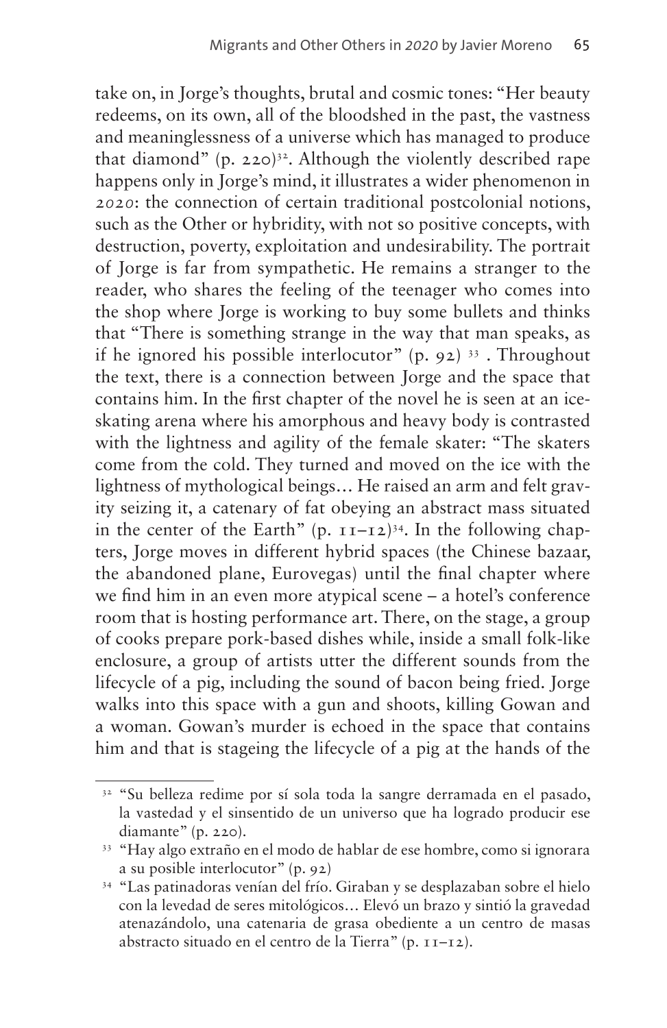take on, in Jorge's thoughts, brutal and cosmic tones: "Her beauty redeems, on its own, all of the bloodshed in the past, the vastness and meaninglessness of a universe which has managed to produce that diamond" (p. 220)[32]. Although the violently described rape happens only in Jorge's mind, it illustrates a wider phenomenon in *2020*: the connection of certain traditional postcolonial notions, such as the Other or hybridity, with not so positive concepts, with destruction, poverty, exploitation and undesirability. The portrait of Jorge is far from sympathetic. He remains a stranger to the reader, who shares the feeling of the teenager who comes into the shop where Jorge is working to buy some bullets and thinks that "There is something strange in the way that man speaks, as if he ignored his possible interlocutor" (p. 92)[33]. Throughout the text, there is a connection between Jorge and the space that contains him. In the first chapter of the novel he is seen at an ice-skating arena where his amorphous and heavy body is contrasted with the lightness and agility of the female skater: "The skaters come from the cold. They turned and moved on the ice with the lightness of mythological beings… He raised an arm and felt gravity seizing it, a catenary of fat obeying an abstract mass situated in the center of the Earth" (p. 11–12)[34]. In the following chapters, Jorge moves in different hybrid spaces (the Chinese bazaar, the abandoned plane, Eurovegas) until the final chapter where we find him in an even more atypical scene – a hotel's conference room that is hosting performance art. There, on the stage, a group of cooks prepare pork-based dishes while, inside a small folk-like enclosure, a group of artists utter the different sounds from the lifecycle of a pig, including the sound of bacon being fried. Jorge walks into this space with a gun and shoots, killing Gowan and a woman. Gowan's murder is echoed in the space that contains him and that is stageing the lifecycle of a pig at the hands of the

[32] "Su belleza redime por sí sola toda la sangre derramada en el pasado, la vastedad y el sinsentido de un universo que ha logrado producir ese diamante" (p. 220).

[33] "Hay algo extraño en el modo de hablar de ese hombre, como si ignorara a su posible interlocutor" (p. 92)

[34] "Las patinadoras venían del frío. Giraban y se desplazaban sobre el hielo con la levedad de seres mitológicos… Elevó un brazo y sintió la gravedad atenazándolo, una catenaria de grasa obediente a un centro de masas abstracto situado en el centro de la Tierra" (p. 11–12).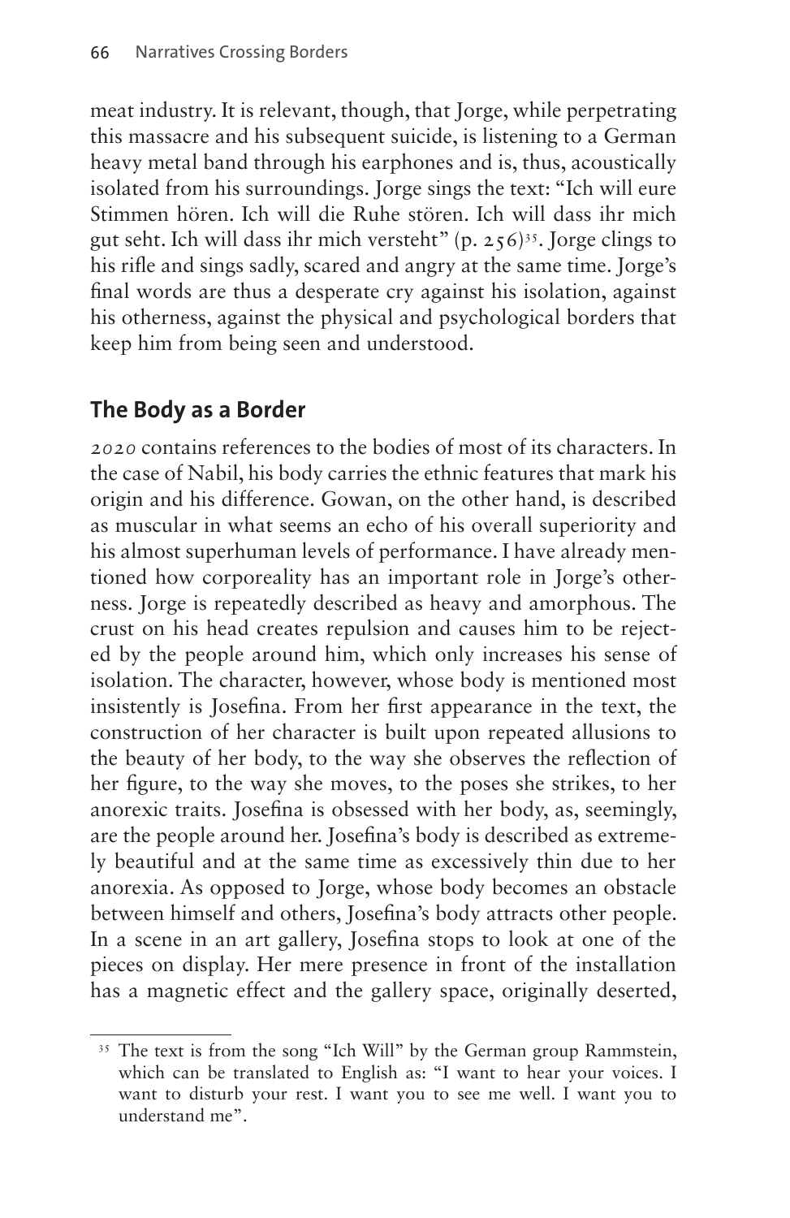meat industry. It is relevant, though, that Jorge, while perpetrating this massacre and his subsequent suicide, is listening to a German heavy metal band through his earphones and is, thus, acoustically isolated from his surroundings. Jorge sings the text: "Ich will eure Stimmen hören. Ich will die Ruhe stören. Ich will dass ihr mich gut seht. Ich will dass ihr mich versteht" (p. 256)[35]. Jorge clings to his rifle and sings sadly, scared and angry at the same time. Jorge's final words are thus a desperate cry against his isolation, against his otherness, against the physical and psychological borders that keep him from being seen and understood.

## The Body as a Border

*2020* contains references to the bodies of most of its characters. In the case of Nabil, his body carries the ethnic features that mark his origin and his difference. Gowan, on the other hand, is described as muscular in what seems an echo of his overall superiority and his almost superhuman levels of performance. I have already mentioned how corporeality has an important role in Jorge's otherness. Jorge is repeatedly described as heavy and amorphous. The crust on his head creates repulsion and causes him to be rejected by the people around him, which only increases his sense of isolation. The character, however, whose body is mentioned most insistently is Josefina. From her first appearance in the text, the construction of her character is built upon repeated allusions to the beauty of her body, to the way she observes the reflection of her figure, to the way she moves, to the poses she strikes, to her anorexic traits. Josefina is obsessed with her body, as, seemingly, are the people around her. Josefina's body is described as extremely beautiful and at the same time as excessively thin due to her anorexia. As opposed to Jorge, whose body becomes an obstacle between himself and others, Josefina's body attracts other people. In a scene in an art gallery, Josefina stops to look at one of the pieces on display. Her mere presence in front of the installation has a magnetic effect and the gallery space, originally deserted,

[35] The text is from the song "Ich Will" by the German group Rammstein, which can be translated to English as: "I want to hear your voices. I want to disturb your rest. I want you to see me well. I want you to understand me".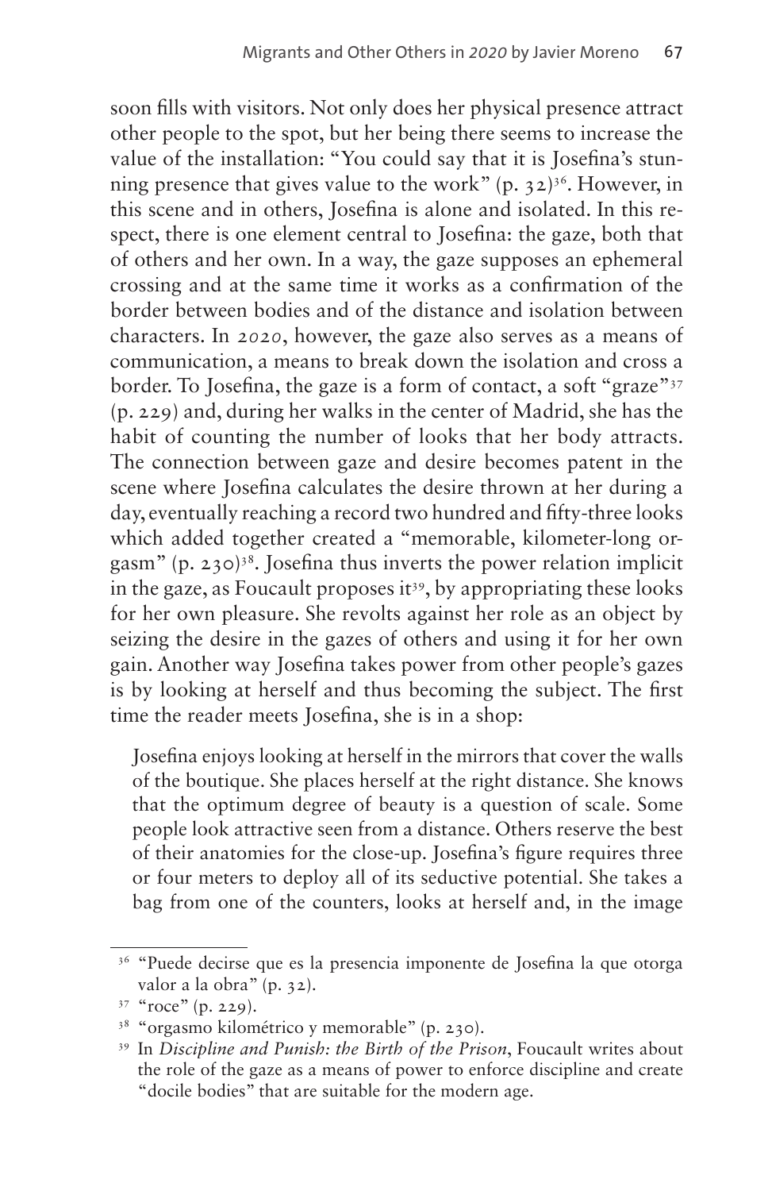soon fills with visitors. Not only does her physical presence attract other people to the spot, but her being there seems to increase the value of the installation: "You could say that it is Josefina's stunning presence that gives value to the work" (p. 32)[36]. However, in this scene and in others, Josefina is alone and isolated. In this respect, there is one element central to Josefina: the gaze, both that of others and her own. In a way, the gaze supposes an ephemeral crossing and at the same time it works as a confirmation of the border between bodies and of the distance and isolation between characters. In *2020*, however, the gaze also serves as a means of communication, a means to break down the isolation and cross a border. To Josefina, the gaze is a form of contact, a soft "graze"[37] (p. 229) and, during her walks in the center of Madrid, she has the habit of counting the number of looks that her body attracts. The connection between gaze and desire becomes patent in the scene where Josefina calculates the desire thrown at her during a day, eventually reaching a record two hundred and fifty-three looks which added together created a "memorable, kilometer-long orgasm" (p. 230)[38]. Josefina thus inverts the power relation implicit in the gaze, as Foucault proposes it[39], by appropriating these looks for her own pleasure. She revolts against her role as an object by seizing the desire in the gazes of others and using it for her own gain. Another way Josefina takes power from other people's gazes is by looking at herself and thus becoming the subject. The first time the reader meets Josefina, she is in a shop:

> Josefina enjoys looking at herself in the mirrors that cover the walls of the boutique. She places herself at the right distance. She knows that the optimum degree of beauty is a question of scale. Some people look attractive seen from a distance. Others reserve the best of their anatomies for the close-up. Josefina's figure requires three or four meters to deploy all of its seductive potential. She takes a bag from one of the counters, looks at herself and, in the image

---

[36] "Puede decirse que es la presencia imponente de Josefina la que otorga valor a la obra" (p. 32).

[37] "roce" (p. 229).

[38] "orgasmo kilométrico y memorable" (p. 230).

[39] In *Discipline and Punish: the Birth of the Prison*, Foucault writes about the role of the gaze as a means of power to enforce discipline and create "docile bodies" that are suitable for the modern age.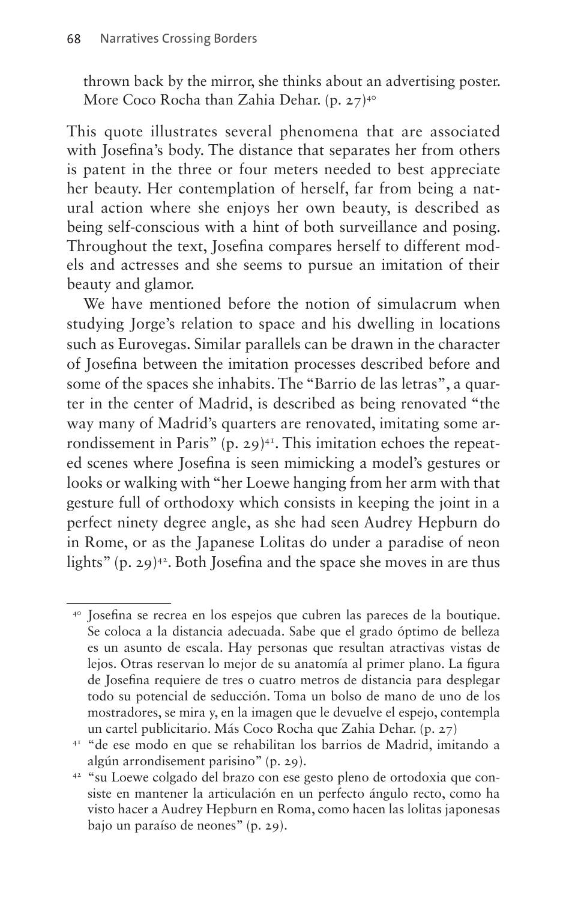thrown back by the mirror, she thinks about an advertising poster. More Coco Rocha than Zahia Dehar. (p. 27)[40]

This quote illustrates several phenomena that are associated with Josefina's body. The distance that separates her from others is patent in the three or four meters needed to best appreciate her beauty. Her contemplation of herself, far from being a natural action where she enjoys her own beauty, is described as being self-conscious with a hint of both surveillance and posing. Throughout the text, Josefina compares herself to different models and actresses and she seems to pursue an imitation of their beauty and glamor.

We have mentioned before the notion of simulacrum when studying Jorge's relation to space and his dwelling in locations such as Eurovegas. Similar parallels can be drawn in the character of Josefina between the imitation processes described before and some of the spaces she inhabits. The "Barrio de las letras", a quarter in the center of Madrid, is described as being renovated "the way many of Madrid's quarters are renovated, imitating some arrondissement in Paris" (p. 29)[41]. This imitation echoes the repeated scenes where Josefina is seen mimicking a model's gestures or looks or walking with "her Loewe hanging from her arm with that gesture full of orthodoxy which consists in keeping the joint in a perfect ninety degree angle, as she had seen Audrey Hepburn do in Rome, or as the Japanese Lolitas do under a paradise of neon lights" (p. 29)[42]. Both Josefina and the space she moves in are thus

---

[40] Josefina se recrea en los espejos que cubren las pareces de la boutique. Se coloca a la distancia adecuada. Sabe que el grado óptimo de belleza es un asunto de escala. Hay personas que resultan atractivas vistas de lejos. Otras reservan lo mejor de su anatomía al primer plano. La figura de Josefina requiere de tres o cuatro metros de distancia para desplegar todo su potencial de seducción. Toma un bolso de mano de uno de los mostradores, se mira y, en la imagen que le devuelve el espejo, contempla un cartel publicitario. Más Coco Rocha que Zahia Dehar. (p. 27)

[41] "de ese modo en que se rehabilitan los barrios de Madrid, imitando a algún arrondisement parisino" (p. 29).

[42] "su Loewe colgado del brazo con ese gesto pleno de ortodoxia que consiste en mantener la articulación en un perfecto ángulo recto, como ha visto hacer a Audrey Hepburn en Roma, como hacen las lolitas japonesas bajo un paraíso de neones" (p. 29).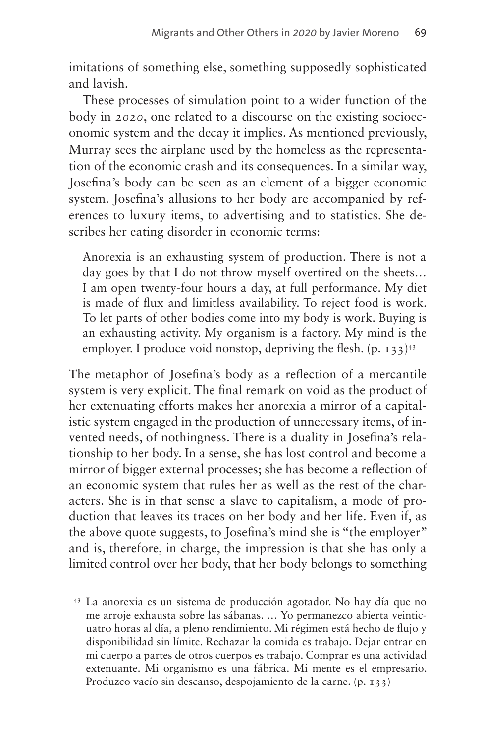imitations of something else, something supposedly sophisticated and lavish.

These processes of simulation point to a wider function of the body in *2020*, one related to a discourse on the existing socioeconomic system and the decay it implies. As mentioned previously, Murray sees the airplane used by the homeless as the representation of the economic crash and its consequences. In a similar way, Josefina's body can be seen as an element of a bigger economic system. Josefina's allusions to her body are accompanied by references to luxury items, to advertising and to statistics. She describes her eating disorder in economic terms:

> Anorexia is an exhausting system of production. There is not a day goes by that I do not throw myself overtired on the sheets… I am open twenty-four hours a day, at full performance. My diet is made of flux and limitless availability. To reject food is work. To let parts of other bodies come into my body is work. Buying is an exhausting activity. My organism is a factory. My mind is the employer. I produce void nonstop, depriving the flesh. (p. 133)[43]

The metaphor of Josefina's body as a reflection of a mercantile system is very explicit. The final remark on void as the product of her extenuating efforts makes her anorexia a mirror of a capitalistic system engaged in the production of unnecessary items, of invented needs, of nothingness. There is a duality in Josefina's relationship to her body. In a sense, she has lost control and become a mirror of bigger external processes; she has become a reflection of an economic system that rules her as well as the rest of the characters. She is in that sense a slave to capitalism, a mode of production that leaves its traces on her body and her life. Even if, as the above quote suggests, to Josefina's mind she is "the employer" and is, therefore, in charge, the impression is that she has only a limited control over her body, that her body belongs to something

---

[43] La anorexia es un sistema de producción agotador. No hay día que no me arroje exhausta sobre las sábanas. … Yo permanezco abierta veinticuatro horas al día, a pleno rendimiento. Mi régimen está hecho de flujo y disponibilidad sin límite. Rechazar la comida es trabajo. Dejar entrar en mi cuerpo a partes de otros cuerpos es trabajo. Comprar es una actividad extenuante. Mi organismo es una fábrica. Mi mente es el empresario. Produzco vacío sin descanso, despojamiento de la carne. (p. 133)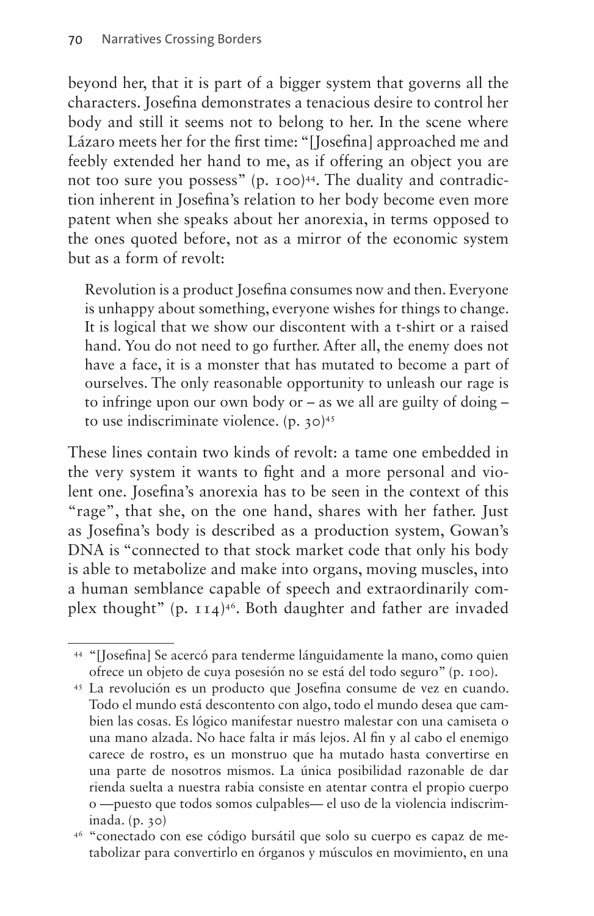beyond her, that it is part of a bigger system that governs all the characters. Josefina demonstrates a tenacious desire to control her body and still it seems not to belong to her. In the scene where Lázaro meets her for the first time: "[Josefina] approached me and feebly extended her hand to me, as if offering an object you are not too sure you possess" (p. 100)[44]. The duality and contradiction inherent in Josefina's relation to her body become even more patent when she speaks about her anorexia, in terms opposed to the ones quoted before, not as a mirror of the economic system but as a form of revolt:

> Revolution is a product Josefina consumes now and then. Everyone is unhappy about something, everyone wishes for things to change. It is logical that we show our discontent with a t-shirt or a raised hand. You do not need to go further. After all, the enemy does not have a face, it is a monster that has mutated to become a part of ourselves. The only reasonable opportunity to unleash our rage is to infringe upon our own body or – as we all are guilty of doing – to use indiscriminate violence. (p. 30)[45]

These lines contain two kinds of revolt: a tame one embedded in the very system it wants to fight and a more personal and violent one. Josefina's anorexia has to be seen in the context of this "rage", that she, on the one hand, shares with her father. Just as Josefina's body is described as a production system, Gowan's DNA is "connected to that stock market code that only his body is able to metabolize and make into organs, moving muscles, into a human semblance capable of speech and extraordinarily complex thought" (p. 114)[46]. Both daughter and father are invaded

---

[44] "[Josefina] Se acercó para tenderme lánguidamente la mano, como quien ofrece un objeto de cuya posesión no se está del todo seguro" (p. 100).

[45] La revolución es un producto que Josefina consume de vez en cuando. Todo el mundo está descontento con algo, todo el mundo desea que cambien las cosas. Es lógico manifestar nuestro malestar con una camiseta o una mano alzada. No hace falta ir más lejos. Al fin y al cabo el enemigo carece de rostro, es un monstruo que ha mutado hasta convertirse en una parte de nosotros mismos. La única posibilidad razonable de dar rienda suelta a nuestra rabia consiste en atentar contra el propio cuerpo o —puesto que todos somos culpables— el uso de la violencia indiscriminada. (p. 30)

[46] "conectado con ese código bursátil que solo su cuerpo es capaz de metabolizar para convertirlo en órganos y músculos en movimiento, en una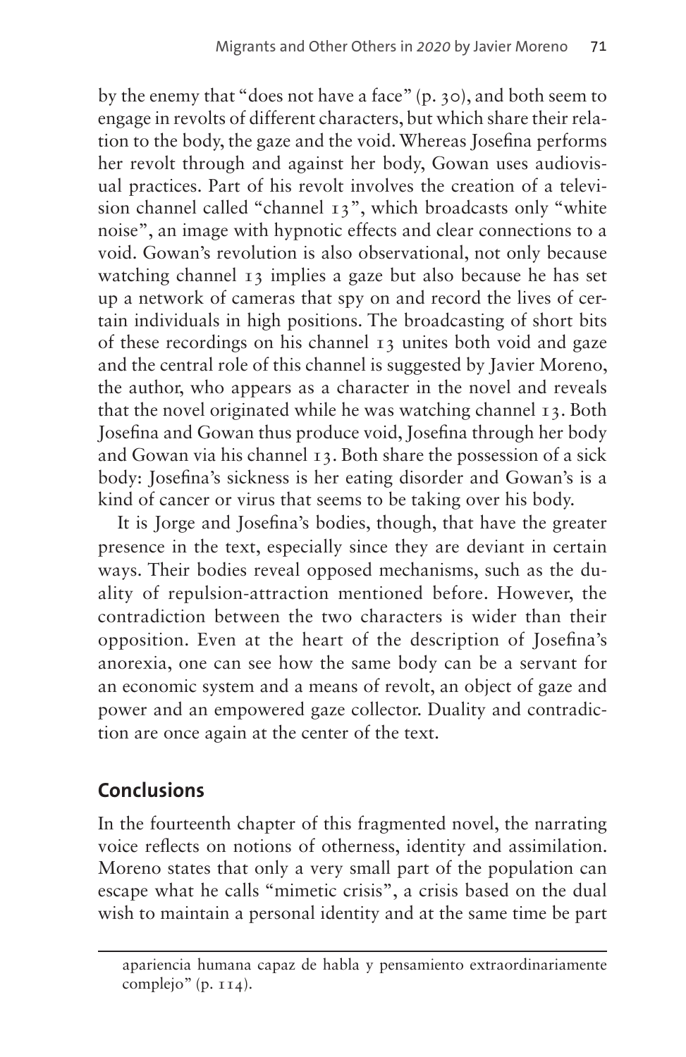by the enemy that "does not have a face" (p. 30), and both seem to engage in revolts of different characters, but which share their relation to the body, the gaze and the void. Whereas Josefina performs her revolt through and against her body, Gowan uses audiovisual practices. Part of his revolt involves the creation of a television channel called "channel 13", which broadcasts only "white noise", an image with hypnotic effects and clear connections to a void. Gowan's revolution is also observational, not only because watching channel 13 implies a gaze but also because he has set up a network of cameras that spy on and record the lives of certain individuals in high positions. The broadcasting of short bits of these recordings on his channel 13 unites both void and gaze and the central role of this channel is suggested by Javier Moreno, the author, who appears as a character in the novel and reveals that the novel originated while he was watching channel 13. Both Josefina and Gowan thus produce void, Josefina through her body and Gowan via his channel 13. Both share the possession of a sick body: Josefina's sickness is her eating disorder and Gowan's is a kind of cancer or virus that seems to be taking over his body.

It is Jorge and Josefina's bodies, though, that have the greater presence in the text, especially since they are deviant in certain ways. Their bodies reveal opposed mechanisms, such as the duality of repulsion-attraction mentioned before. However, the contradiction between the two characters is wider than their opposition. Even at the heart of the description of Josefina's anorexia, one can see how the same body can be a servant for an economic system and a means of revolt, an object of gaze and power and an empowered gaze collector. Duality and contradiction are once again at the center of the text.

## Conclusions

In the fourteenth chapter of this fragmented novel, the narrating voice reflects on notions of otherness, identity and assimilation. Moreno states that only a very small part of the population can escape what he calls "mimetic crisis", a crisis based on the dual wish to maintain a personal identity and at the same time be part

---

apariencia humana capaz de habla y pensamiento extraordinariamente complejo" (p. 114).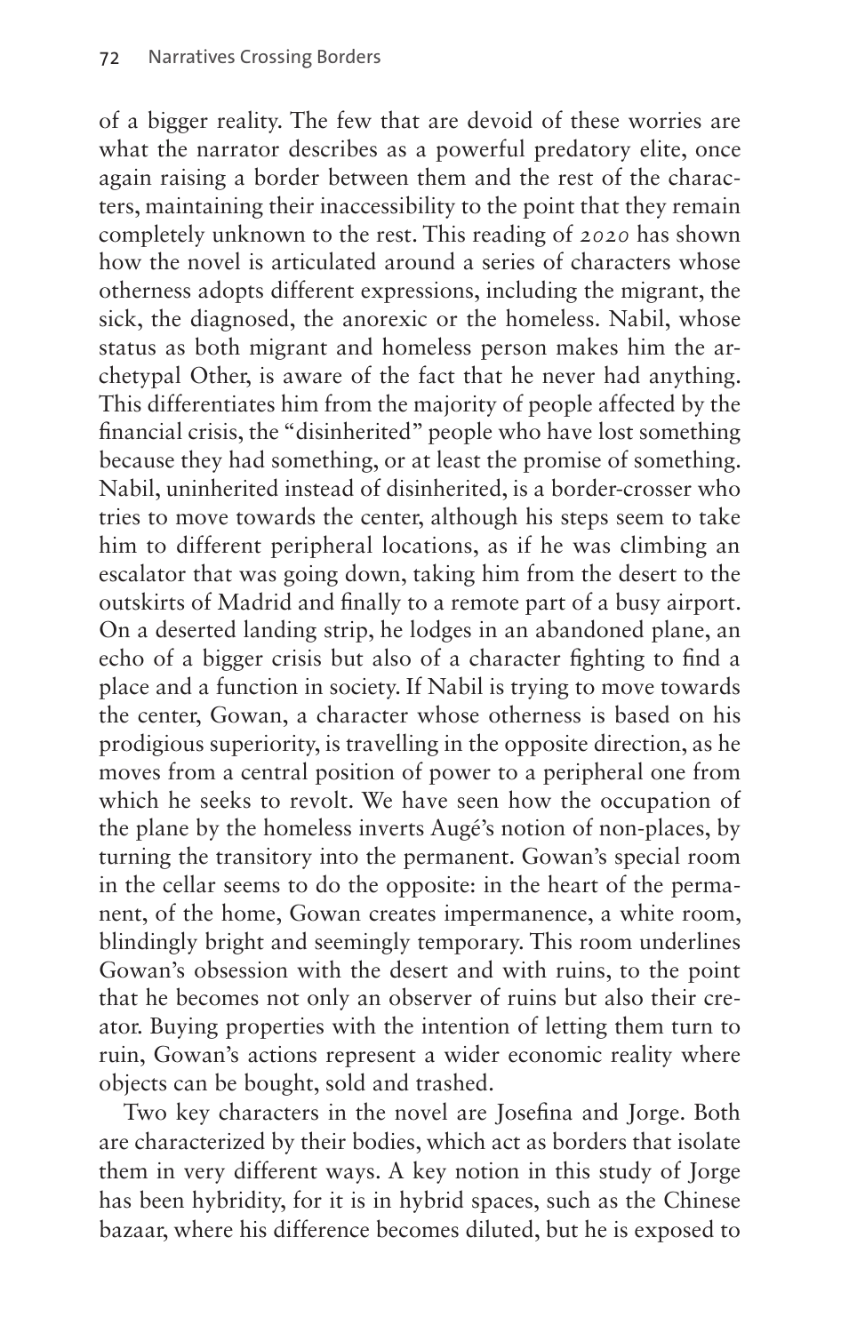of a bigger reality. The few that are devoid of these worries are what the narrator describes as a powerful predatory elite, once again raising a border between them and the rest of the characters, maintaining their inaccessibility to the point that they remain completely unknown to the rest. This reading of *2020* has shown how the novel is articulated around a series of characters whose otherness adopts different expressions, including the migrant, the sick, the diagnosed, the anorexic or the homeless. Nabil, whose status as both migrant and homeless person makes him the archetypal Other, is aware of the fact that he never had anything. This differentiates him from the majority of people affected by the financial crisis, the "disinherited" people who have lost something because they had something, or at least the promise of something. Nabil, uninherited instead of disinherited, is a border-crosser who tries to move towards the center, although his steps seem to take him to different peripheral locations, as if he was climbing an escalator that was going down, taking him from the desert to the outskirts of Madrid and finally to a remote part of a busy airport. On a deserted landing strip, he lodges in an abandoned plane, an echo of a bigger crisis but also of a character fighting to find a place and a function in society. If Nabil is trying to move towards the center, Gowan, a character whose otherness is based on his prodigious superiority, is travelling in the opposite direction, as he moves from a central position of power to a peripheral one from which he seeks to revolt. We have seen how the occupation of the plane by the homeless inverts Augé's notion of non-places, by turning the transitory into the permanent. Gowan's special room in the cellar seems to do the opposite: in the heart of the permanent, of the home, Gowan creates impermanence, a white room, blindingly bright and seemingly temporary. This room underlines Gowan's obsession with the desert and with ruins, to the point that he becomes not only an observer of ruins but also their creator. Buying properties with the intention of letting them turn to ruin, Gowan's actions represent a wider economic reality where objects can be bought, sold and trashed.

Two key characters in the novel are Josefina and Jorge. Both are characterized by their bodies, which act as borders that isolate them in very different ways. A key notion in this study of Jorge has been hybridity, for it is in hybrid spaces, such as the Chinese bazaar, where his difference becomes diluted, but he is exposed to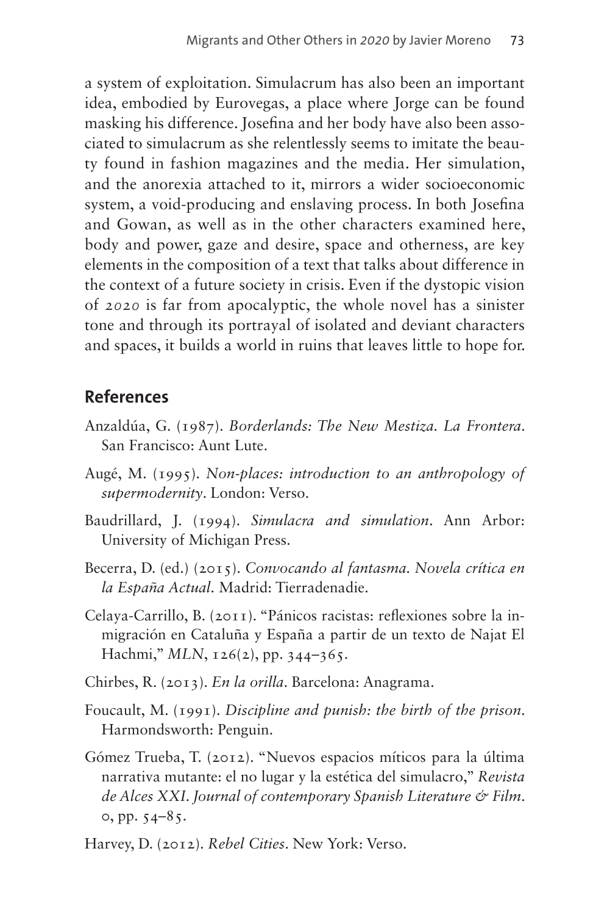a system of exploitation. Simulacrum has also been an important idea, embodied by Eurovegas, a place where Jorge can be found masking his difference. Josefina and her body have also been associated to simulacrum as she relentlessly seems to imitate the beauty found in fashion magazines and the media. Her simulation, and the anorexia attached to it, mirrors a wider socioeconomic system, a void-producing and enslaving process. In both Josefina and Gowan, as well as in the other characters examined here, body and power, gaze and desire, space and otherness, are key elements in the composition of a text that talks about difference in the context of a future society in crisis. Even if the dystopic vision of *2020* is far from apocalyptic, the whole novel has a sinister tone and through its portrayal of isolated and deviant characters and spaces, it builds a world in ruins that leaves little to hope for.

## References

Anzaldúa, G. (1987). *Borderlands: The New Mestiza. La Frontera*. San Francisco: Aunt Lute.

Augé, M. (1995). *Non-places: introduction to an anthropology of supermodernity*. London: Verso.

Baudrillard, J. (1994). *Simulacra and simulation*. Ann Arbor: University of Michigan Press.

Becerra, D. (ed.) (2015). *Convocando al fantasma. Novela crítica en la España Actual*. Madrid: Tierradenadie.

Celaya-Carrillo, B. (2011). "Pánicos racistas: reflexiones sobre la inmigración en Cataluña y España a partir de un texto de Najat El Hachmi," *MLN*, 126(2), pp. 344–365.

Chirbes, R. (2013). *En la orilla*. Barcelona: Anagrama.

Foucault, M. (1991). *Discipline and punish: the birth of the prison*. Harmondsworth: Penguin.

Gómez Trueba, T. (2012). "Nuevos espacios míticos para la última narrativa mutante: el no lugar y la estética del simulacro," *Revista de Alces XXI. Journal of contemporary Spanish Literature & Film*. 0, pp. 54–85.

Harvey, D. (2012). *Rebel Cities*. New York: Verso.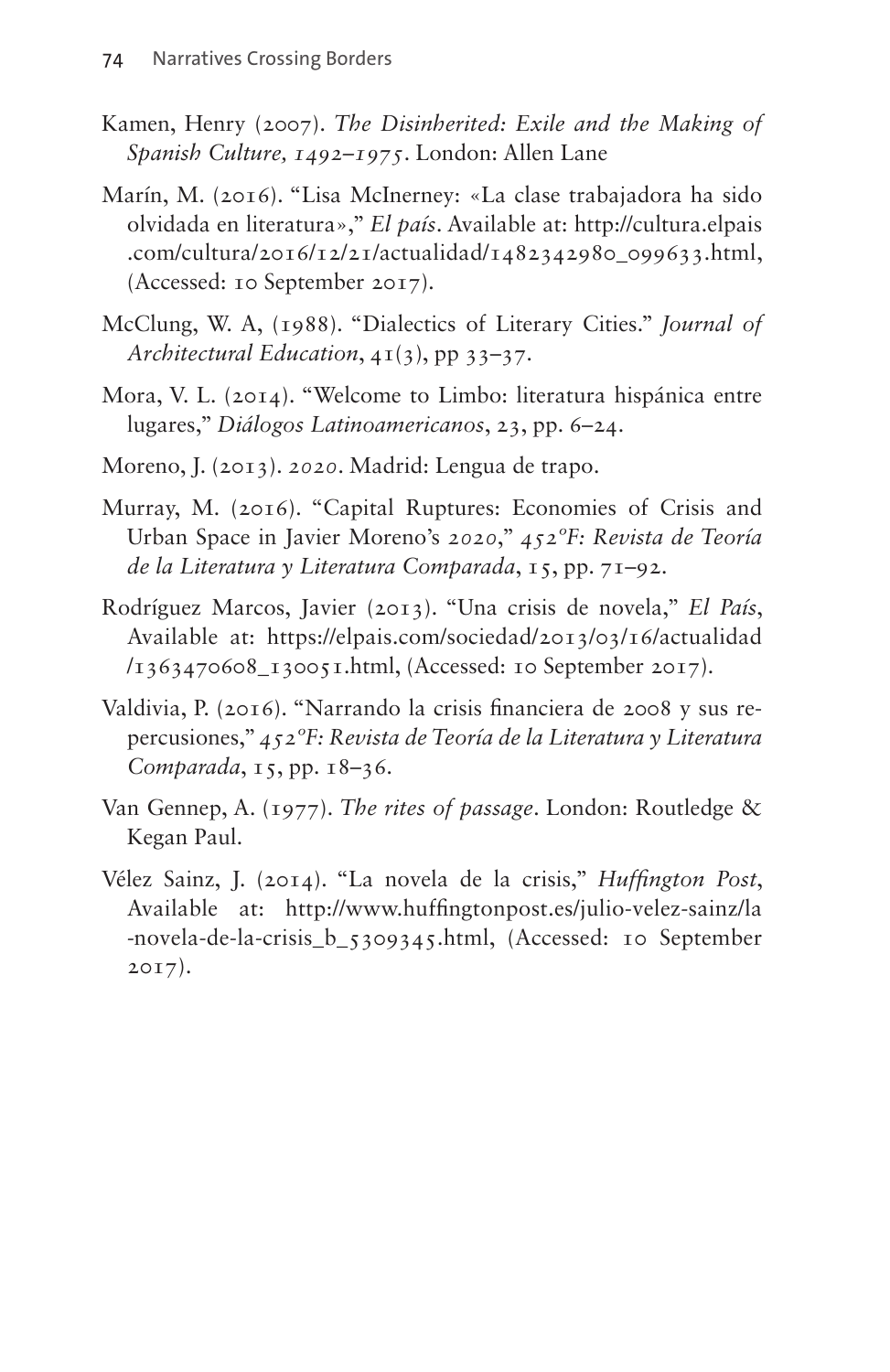Kamen, Henry (2007). *The Disinherited: Exile and the Making of Spanish Culture, 1492–1975*. London: Allen Lane

Marín, M. (2016). "Lisa McInerney: «La clase trabajadora ha sido olvidada en literatura»," *El país*. Available at: http://cultura.elpais.com/cultura/2016/12/21/actualidad/1482342980_099633.html, (Accessed: 10 September 2017).

McClung, W. A, (1988). "Dialectics of Literary Cities." *Journal of Architectural Education*, 41(3), pp 33–37.

Mora, V. L. (2014). "Welcome to Limbo: literatura hispánica entre lugares," *Diálogos Latinoamericanos*, 23, pp. 6–24.

Moreno, J. (2013). *2020*. Madrid: Lengua de trapo.

Murray, M. (2016). "Capital Ruptures: Economies of Crisis and Urban Space in Javier Moreno's *2020*," *452ºF: Revista de Teoría de la Literatura y Literatura Comparada*, 15, pp. 71–92.

Rodríguez Marcos, Javier (2013). "Una crisis de novela," *El País*, Available at: https://elpais.com/sociedad/2013/03/16/actualidad/1363470608_130051.html, (Accessed: 10 September 2017).

Valdivia, P. (2016). "Narrando la crisis financiera de 2008 y sus repercusiones," *452ºF: Revista de Teoría de la Literatura y Literatura Comparada*, 15, pp. 18–36.

Van Gennep, A. (1977). *The rites of passage*. London: Routledge & Kegan Paul.

Vélez Sainz, J. (2014). "La novela de la crisis," *Huffington Post*, Available at: http://www.huffingtonpost.es/julio-velez-sainz/la-novela-de-la-crisis_b_5309345.html, (Accessed: 10 September 2017).